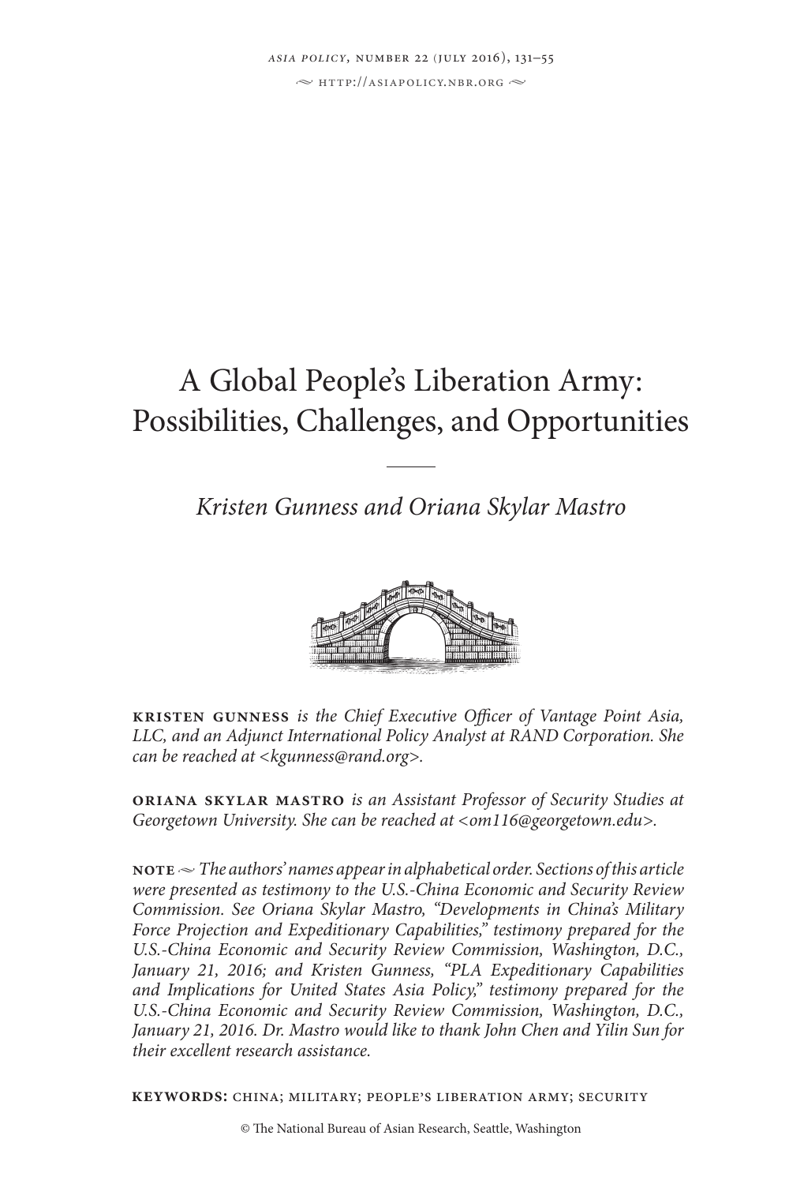# A Global People's Liberation Army: Possibilities, Challenges, and Opportunities

*Kristen Gunness and Oriana Skylar Mastro*

**KRISTEN GUNNESS** *is the Chief Executive Officer of Vantage Point Asia, LLC, and an Adjunct International Policy Analyst at RAND Corporation. She can be reached at <kgunness@rand.org>.*

**ORIANA SKYLAR MASTRO** *is an Assistant Professor of Security Studies at Georgetown University. She can be reached at <om116@georgetown.edu>.*

**NOTE** ~ *The authors' names appear in alphabetical order. Sections of this article were presented as testimony to the U.S.-China Economic and Security Review Commission. See Oriana Skylar Mastro, "Developments in China's Military Force Projection and Expeditionary Capabilities," testimony prepared for the U.S.-China Economic and Security Review Commission, Washington, D.C., January 21, 2016; and Kristen Gunness, "PLA Expeditionary Capabilities and Implications for United States Asia Policy," testimony prepared for the U.S.-China Economic and Security Review Commission, Washington, D.C., January 21, 2016. Dr. Mastro would like to thank John Chen and Yilin Sun for their excellent research assistance.*

**KEYWORDS:** CHINA; MILITARY; PEOPLE'S LIBERATION ARMY; SECURITY

© The National Bureau of Asian Research, Seattle, Washington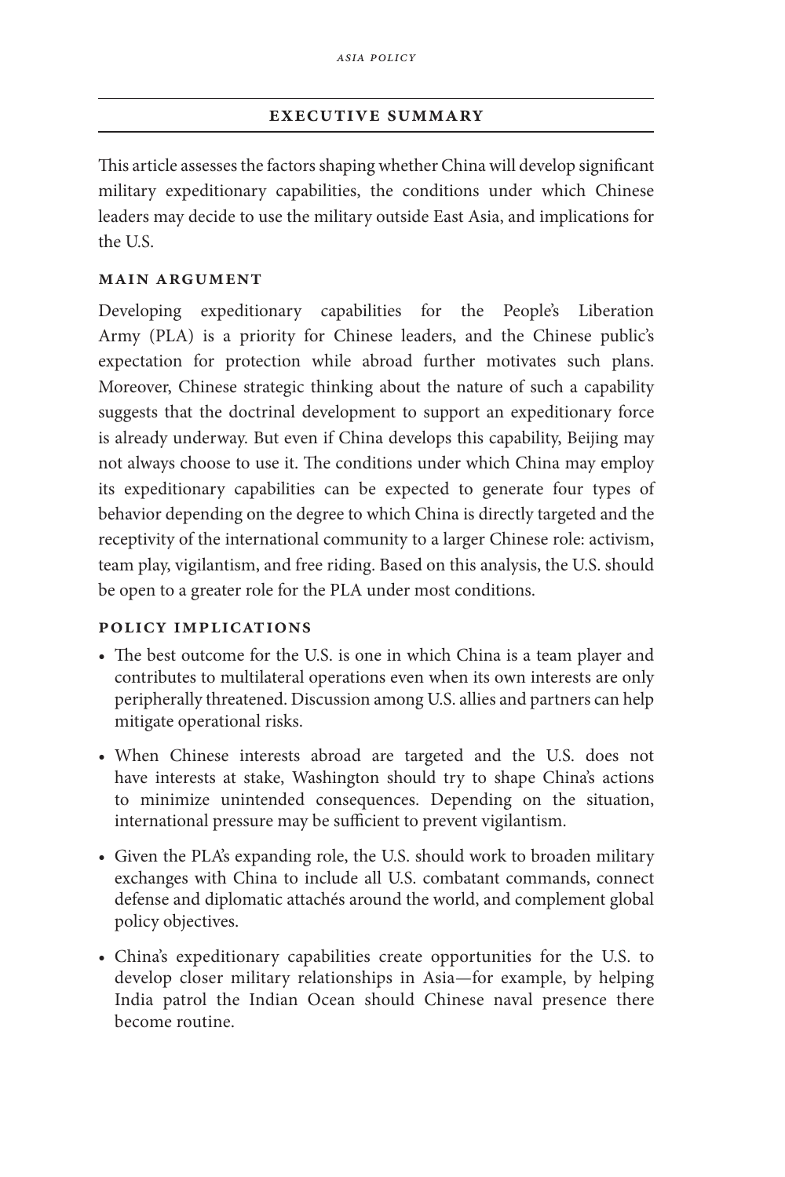## EXECUTIVE SUMMARY

This article assesses the factors shaping whether China will develop significant military expeditionary capabilities, the conditions under which Chinese leaders may decide to use the military outside East Asia, and implications for the U.S.

### MAIN ARGUMENT

Developing expeditionary capabilities for the People's Liberation Army (PLA) is a priority for Chinese leaders, and the Chinese public's expectation for protection while abroad further motivates such plans. Moreover, Chinese strategic thinking about the nature of such a capability suggests that the doctrinal development to support an expeditionary force is already underway. But even if China develops this capability, Beijing may not always choose to use it. The conditions under which China may employ its expeditionary capabilities can be expected to generate four types of behavior depending on the degree to which China is directly targeted and the receptivity of the international community to a larger Chinese role: activism, team play, vigilantism, and free riding. Based on this analysis, the U.S. should be open to a greater role for the PLA under most conditions.

### POLICY IMPLICATIONS

- The best outcome for the U.S. is one in which China is a team player and contributes to multilateral operations even when its own interests are only peripherally threatened. Discussion among U.S. allies and partners can help mitigate operational risks.
- When Chinese interests abroad are targeted and the U.S. does not have interests at stake, Washington should try to shape China's actions to minimize unintended consequences. Depending on the situation, international pressure may be sufficient to prevent vigilantism.
- Given the PLA's expanding role, the U.S. should work to broaden military exchanges with China to include all U.S. combatant commands, connect defense and diplomatic attachés around the world, and complement global policy objectives.
- China's expeditionary capabilities create opportunities for the U.S. to develop closer military relationships in Asia—for example, by helping India patrol the Indian Ocean should Chinese naval presence there become routine.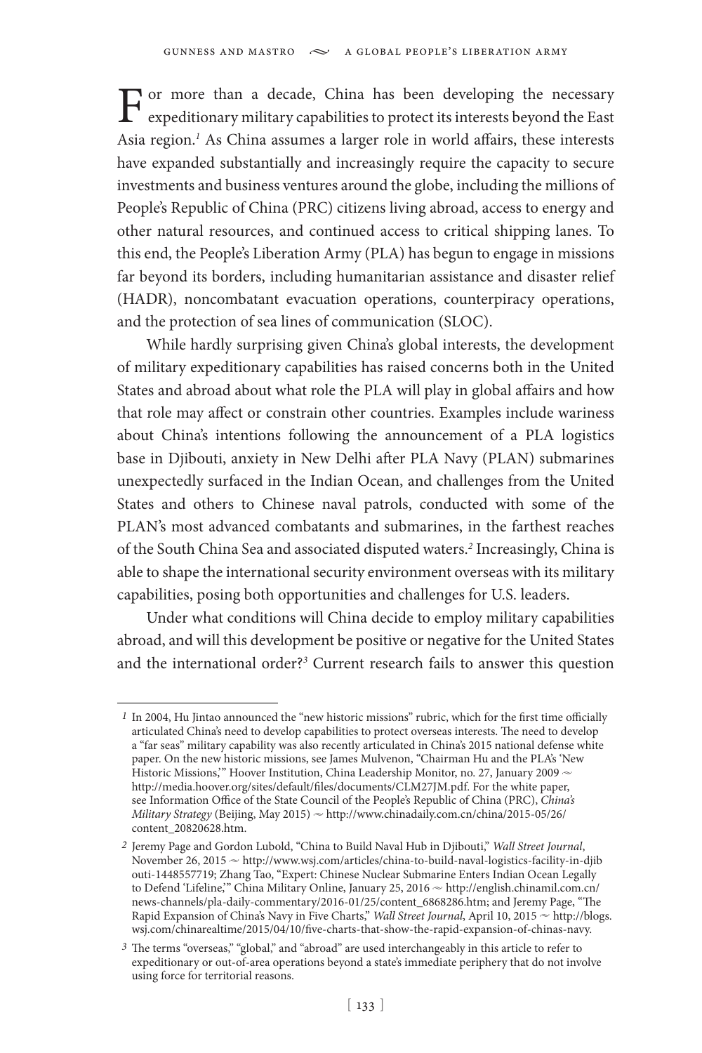For more than a decade, China has been developing the necessary expeditionary military capabilities to protect its interests beyond the East Asia region.[1] As China assumes a larger role in world affairs, these interests have expanded substantially and increasingly require the capacity to secure investments and business ventures around the globe, including the millions of People's Republic of China (PRC) citizens living abroad, access to energy and other natural resources, and continued access to critical shipping lanes. To this end, the People's Liberation Army (PLA) has begun to engage in missions far beyond its borders, including humanitarian assistance and disaster relief (HADR), noncombatant evacuation operations, counterpiracy operations, and the protection of sea lines of communication (SLOC).

While hardly surprising given China's global interests, the development of military expeditionary capabilities has raised concerns both in the United States and abroad about what role the PLA will play in global affairs and how that role may affect or constrain other countries. Examples include wariness about China's intentions following the announcement of a PLA logistics base in Djibouti, anxiety in New Delhi after PLA Navy (PLAN) submarines unexpectedly surfaced in the Indian Ocean, and challenges from the United States and others to Chinese naval patrols, conducted with some of the PLAN's most advanced combatants and submarines, in the farthest reaches of the South China Sea and associated disputed waters.[2] Increasingly, China is able to shape the international security environment overseas with its military capabilities, posing both opportunities and challenges for U.S. leaders.

Under what conditions will China decide to employ military capabilities abroad, and will this development be positive or negative for the United States and the international order?[3] Current research fails to answer this question

---

[1] In 2004, Hu Jintao announced the "new historic missions" rubric, which for the first time officially articulated China's need to develop capabilities to protect overseas interests. The need to develop a "far seas" military capability was also recently articulated in China's 2015 national defense white paper. On the new historic missions, see James Mulvenon, "Chairman Hu and the PLA's 'New Historic Missions,'" Hoover Institution, China Leadership Monitor, no. 27, January 2009 ~ http://media.hoover.org/sites/default/files/documents/CLM27JM.pdf. For the white paper, see Information Office of the State Council of the People's Republic of China (PRC), *China's Military Strategy* (Beijing, May 2015) ~ http://www.chinadaily.com.cn/china/2015-05/26/content_20820628.htm.

[2] Jeremy Page and Gordon Lubold, "China to Build Naval Hub in Djibouti," *Wall Street Journal*, November 26, 2015 ~ http://www.wsj.com/articles/china-to-build-naval-logistics-facility-in-djibouti-1448557719; Zhang Tao, "Expert: Chinese Nuclear Submarine Enters Indian Ocean Legally to Defend 'Lifeline,'" China Military Online, January 25, 2016 ~ http://english.chinamil.com.cn/news-channels/pla-daily-commentary/2016-01/25/content_6868286.htm; and Jeremy Page, "The Rapid Expansion of China's Navy in Five Charts," *Wall Street Journal*, April 10, 2015 ~ http://blogs.wsj.com/chinarealtime/2015/04/10/five-charts-that-show-the-rapid-expansion-of-chinas-navy.

[3] The terms "overseas," "global," and "abroad" are used interchangeably in this article to refer to expeditionary or out-of-area operations beyond a state's immediate periphery that do not involve using force for territorial reasons.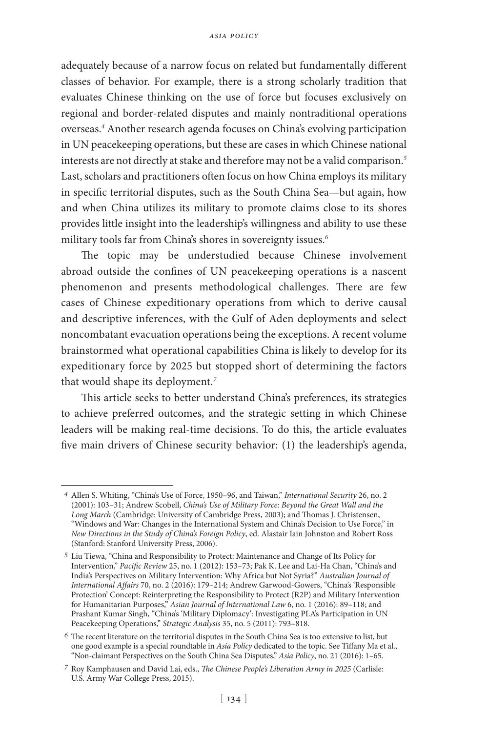adequately because of a narrow focus on related but fundamentally different classes of behavior. For example, there is a strong scholarly tradition that evaluates Chinese thinking on the use of force but focuses exclusively on regional and border-related disputes and mainly nontraditional operations overseas.[4] Another research agenda focuses on China's evolving participation in UN peacekeeping operations, but these are cases in which Chinese national interests are not directly at stake and therefore may not be a valid comparison.[5] Last, scholars and practitioners often focus on how China employs its military in specific territorial disputes, such as the South China Sea—but again, how and when China utilizes its military to promote claims close to its shores provides little insight into the leadership's willingness and ability to use these military tools far from China's shores in sovereignty issues.[6]

The topic may be understudied because Chinese involvement abroad outside the confines of UN peacekeeping operations is a nascent phenomenon and presents methodological challenges. There are few cases of Chinese expeditionary operations from which to derive causal and descriptive inferences, with the Gulf of Aden deployments and select noncombatant evacuation operations being the exceptions. A recent volume brainstormed what operational capabilities China is likely to develop for its expeditionary force by 2025 but stopped short of determining the factors that would shape its deployment.[7]

This article seeks to better understand China's preferences, its strategies to achieve preferred outcomes, and the strategic setting in which Chinese leaders will be making real-time decisions. To do this, the article evaluates five main drivers of Chinese security behavior: (1) the leadership's agenda,

---

4 Allen S. Whiting, "China's Use of Force, 1950–96, and Taiwan," *International Security* 26, no. 2 (2001): 103–31; Andrew Scobell, *China's Use of Military Force: Beyond the Great Wall and the Long March* (Cambridge: University of Cambridge Press, 2003); and Thomas J. Christensen, "Windows and War: Changes in the International System and China's Decision to Use Force," in *New Directions in the Study of China's Foreign Policy*, ed. Alastair Iain Johnston and Robert Ross (Stanford: Stanford University Press, 2006).

5 Liu Tiewa, "China and Responsibility to Protect: Maintenance and Change of Its Policy for Intervention," *Pacific Review* 25, no. 1 (2012): 153–73; Pak K. Lee and Lai-Ha Chan, "China's and India's Perspectives on Military Intervention: Why Africa but Not Syria?" *Australian Journal of International Affairs* 70, no. 2 (2016): 179–214; Andrew Garwood-Gowers, "China's 'Responsible Protection' Concept: Reinterpreting the Responsibility to Protect (R2P) and Military Intervention for Humanitarian Purposes," *Asian Journal of International Law* 6, no. 1 (2016): 89–118; and Prashant Kumar Singh, "China's 'Military Diplomacy': Investigating PLA's Participation in UN Peacekeeping Operations," *Strategic Analysis* 35, no. 5 (2011): 793–818.

6 The recent literature on the territorial disputes in the South China Sea is too extensive to list, but one good example is a special roundtable in *Asia Policy* dedicated to the topic. See Tiffany Ma et al., "Non-claimant Perspectives on the South China Sea Disputes," *Asia Policy*, no. 21 (2016): 1–65.

7 Roy Kamphausen and David Lai, eds., *The Chinese People's Liberation Army in 2025* (Carlisle: U.S. Army War College Press, 2015).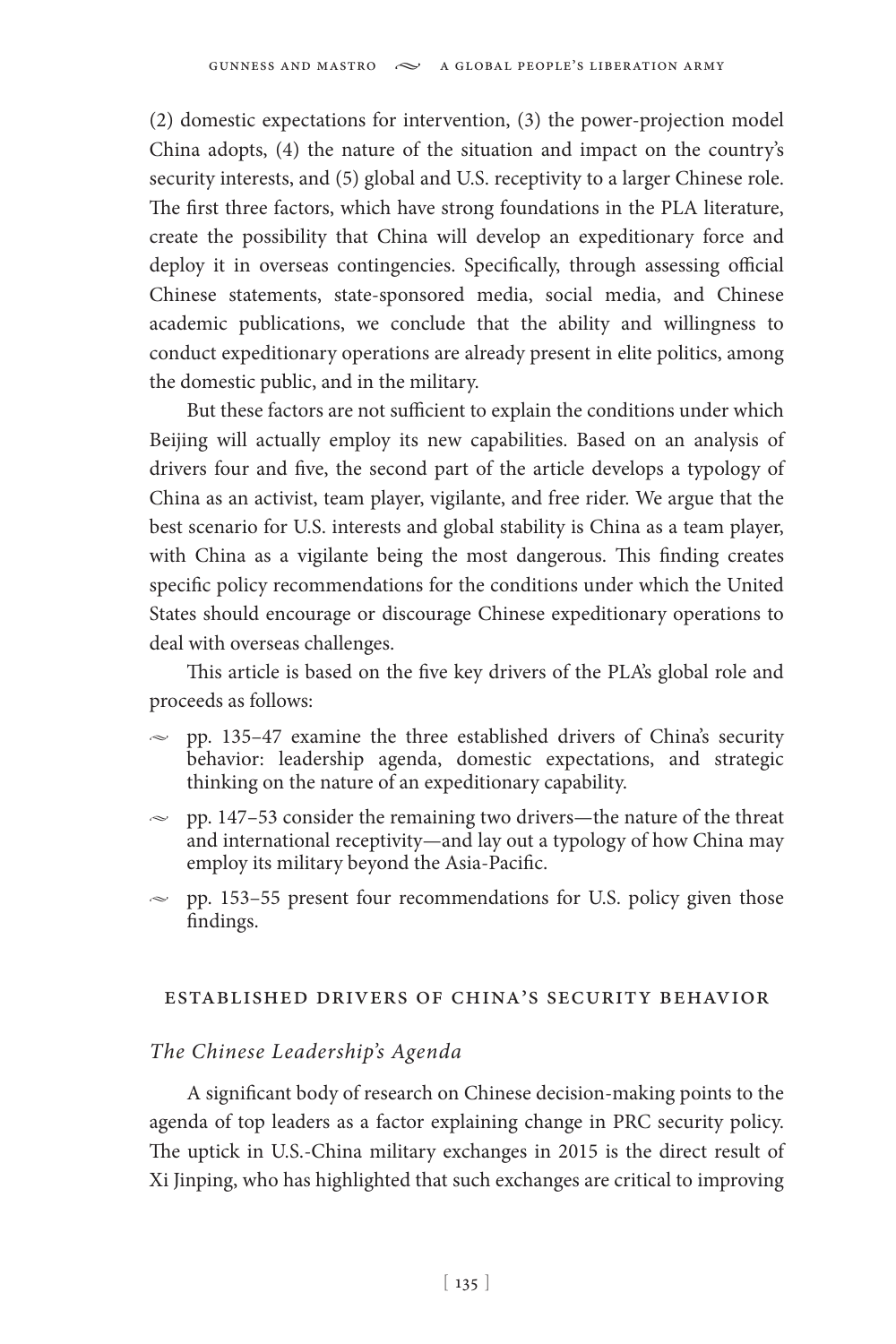(2) domestic expectations for intervention, (3) the power-projection model China adopts, (4) the nature of the situation and impact on the country's security interests, and (5) global and U.S. receptivity to a larger Chinese role. The first three factors, which have strong foundations in the PLA literature, create the possibility that China will develop an expeditionary force and deploy it in overseas contingencies. Specifically, through assessing official Chinese statements, state-sponsored media, social media, and Chinese academic publications, we conclude that the ability and willingness to conduct expeditionary operations are already present in elite politics, among the domestic public, and in the military.

But these factors are not sufficient to explain the conditions under which Beijing will actually employ its new capabilities. Based on an analysis of drivers four and five, the second part of the article develops a typology of China as an activist, team player, vigilante, and free rider. We argue that the best scenario for U.S. interests and global stability is China as a team player, with China as a vigilante being the most dangerous. This finding creates specific policy recommendations for the conditions under which the United States should encourage or discourage Chinese expeditionary operations to deal with overseas challenges.

This article is based on the five key drivers of the PLA's global role and proceeds as follows:

- pp. 135–47 examine the three established drivers of China's security behavior: leadership agenda, domestic expectations, and strategic thinking on the nature of an expeditionary capability.
- pp. 147–53 consider the remaining two drivers—the nature of the threat and international receptivity—and lay out a typology of how China may employ its military beyond the Asia-Pacific.
- pp. 153–55 present four recommendations for U.S. policy given those findings.

## Established Drivers of China's Security Behavior

### *The Chinese Leadership's Agenda*

A significant body of research on Chinese decision-making points to the agenda of top leaders as a factor explaining change in PRC security policy. The uptick in U.S.-China military exchanges in 2015 is the direct result of Xi Jinping, who has highlighted that such exchanges are critical to improving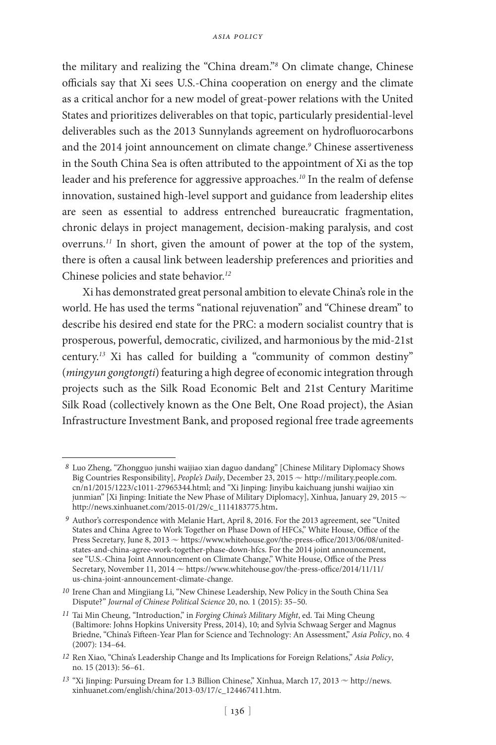the military and realizing the "China dream."[8] On climate change, Chinese officials say that Xi sees U.S.-China cooperation on energy and the climate as a critical anchor for a new model of great-power relations with the United States and prioritizes deliverables on that topic, particularly presidential-level deliverables such as the 2013 Sunnylands agreement on hydrofluorocarbons and the 2014 joint announcement on climate change.[9] Chinese assertiveness in the South China Sea is often attributed to the appointment of Xi as the top leader and his preference for aggressive approaches.[10] In the realm of defense innovation, sustained high-level support and guidance from leadership elites are seen as essential to address entrenched bureaucratic fragmentation, chronic delays in project management, decision-making paralysis, and cost overruns.[11] In short, given the amount of power at the top of the system, there is often a causal link between leadership preferences and priorities and Chinese policies and state behavior.[12]

Xi has demonstrated great personal ambition to elevate China's role in the world. He has used the terms "national rejuvenation" and "Chinese dream" to describe his desired end state for the PRC: a modern socialist country that is prosperous, powerful, democratic, civilized, and harmonious by the mid-21st century.[13] Xi has called for building a "community of common destiny" (*mingyun gongtongti*) featuring a high degree of economic integration through projects such as the Silk Road Economic Belt and 21st Century Maritime Silk Road (collectively known as the One Belt, One Road project), the Asian Infrastructure Investment Bank, and proposed regional free trade agreements

---

8 Luo Zheng, "Zhongguo junshi waijiao xian daguo dandang" [Chinese Military Diplomacy Shows Big Countries Responsibility], *People's Daily*, December 23, 2015 ~ http://military.people.com.cn/n1/2015/1223/c1011-27965344.html; and "Xi Jinping: Jinyibu kaichuang junshi waijiao xin junmian" [Xi Jinping: Initiate the New Phase of Military Diplomacy], Xinhua, January 29, 2015 ~ http://news.xinhuanet.com/2015-01/29/c_1114183775.htm.

9 Author's correspondence with Melanie Hart, April 8, 2016. For the 2013 agreement, see "United States and China Agree to Work Together on Phase Down of HFCs," White House, Office of the Press Secretary, June 8, 2013 ~ https://www.whitehouse.gov/the-press-office/2013/06/08/united-states-and-china-agree-work-together-phase-down-hfcs. For the 2014 joint announcement, see "U.S.-China Joint Announcement on Climate Change," White House, Office of the Press Secretary, November 11, 2014 ~ https://www.whitehouse.gov/the-press-office/2014/11/11/us-china-joint-announcement-climate-change.

10 Irene Chan and Mingjiang Li, "New Chinese Leadership, New Policy in the South China Sea Dispute?" *Journal of Chinese Political Science* 20, no. 1 (2015): 35–50.

11 Tai Min Cheung, "Introduction," in *Forging China's Military Might*, ed. Tai Ming Cheung (Baltimore: Johns Hopkins University Press, 2014), 10; and Sylvia Schwaag Serger and Magnus Briedne, "China's Fifteen-Year Plan for Science and Technology: An Assessment," *Asia Policy*, no. 4 (2007): 134–64.

12 Ren Xiao, "China's Leadership Change and Its Implications for Foreign Relations," *Asia Policy*, no. 15 (2013): 56–61.

13 "Xi Jinping: Pursuing Dream for 1.3 Billion Chinese," Xinhua, March 17, 2013 ~ http://news.xinhuanet.com/english/china/2013-03/17/c_124467411.htm.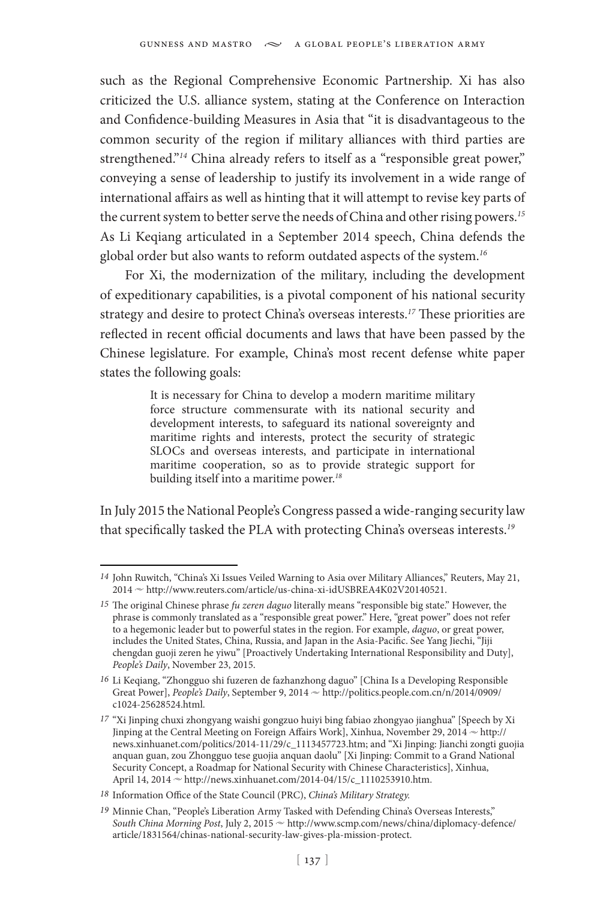such as the Regional Comprehensive Economic Partnership. Xi has also criticized the U.S. alliance system, stating at the Conference on Interaction and Confidence-building Measures in Asia that "it is disadvantageous to the common security of the region if military alliances with third parties are strengthened."[14] China already refers to itself as a "responsible great power," conveying a sense of leadership to justify its involvement in a wide range of international affairs as well as hinting that it will attempt to revise key parts of the current system to better serve the needs of China and other rising powers.[15] As Li Keqiang articulated in a September 2014 speech, China defends the global order but also wants to reform outdated aspects of the system.[16]

For Xi, the modernization of the military, including the development of expeditionary capabilities, is a pivotal component of his national security strategy and desire to protect China's overseas interests.[17] These priorities are reflected in recent official documents and laws that have been passed by the Chinese legislature. For example, China's most recent defense white paper states the following goals:

> It is necessary for China to develop a modern maritime military force structure commensurate with its national security and development interests, to safeguard its national sovereignty and maritime rights and interests, protect the security of strategic SLOCs and overseas interests, and participate in international maritime cooperation, so as to provide strategic support for building itself into a maritime power.[18]

In July 2015 the National People's Congress passed a wide-ranging security law that specifically tasked the PLA with protecting China's overseas interests.[19]

---

14 John Ruwitch, "China's Xi Issues Veiled Warning to Asia over Military Alliances," Reuters, May 21, 2014 ~ http://www.reuters.com/article/us-china-xi-idUSBREA4K02V20140521.

15 The original Chinese phrase *fu zeren daguo* literally means "responsible big state." However, the phrase is commonly translated as a "responsible great power." Here, "great power" does not refer to a hegemonic leader but to powerful states in the region. For example, *daguo*, or great power, includes the United States, China, Russia, and Japan in the Asia-Pacific. See Yang Jiechi, "Jiji chengdan guoji zeren he yiwu" [Proactively Undertaking International Responsibility and Duty], *People's Daily*, November 23, 2015.

16 Li Keqiang, "Zhongguo shi fuzeren de fazhanzhong daguo" [China Is a Developing Responsible Great Power], *People's Daily*, September 9, 2014 ~ http://politics.people.com.cn/n/2014/0909/c1024-25628524.html.

17 "Xi Jinping chuxi zhongyang waishi gongzuo huiyi bing fabiao zhongyao jianghua" [Speech by Xi Jinping at the Central Meeting on Foreign Affairs Work], Xinhua, November 29, 2014 ~ http://news.xinhuanet.com/politics/2014-11/29/c_1113457723.htm; and "Xi Jinping: Jianchi zongti guojia anquan guan, zou Zhongguo tese guojia anquan daolu" [Xi Jinping: Commit to a Grand National Security Concept, a Roadmap for National Security with Chinese Characteristics], Xinhua, April 14, 2014 ~ http://news.xinhuanet.com/2014-04/15/c_1110253910.htm.

18 Information Office of the State Council (PRC), *China's Military Strategy.*

19 Minnie Chan, "People's Liberation Army Tasked with Defending China's Overseas Interests," *South China Morning Post*, July 2, 2015 ~ http://www.scmp.com/news/china/diplomacy-defence/article/1831564/chinas-national-security-law-gives-pla-mission-protect.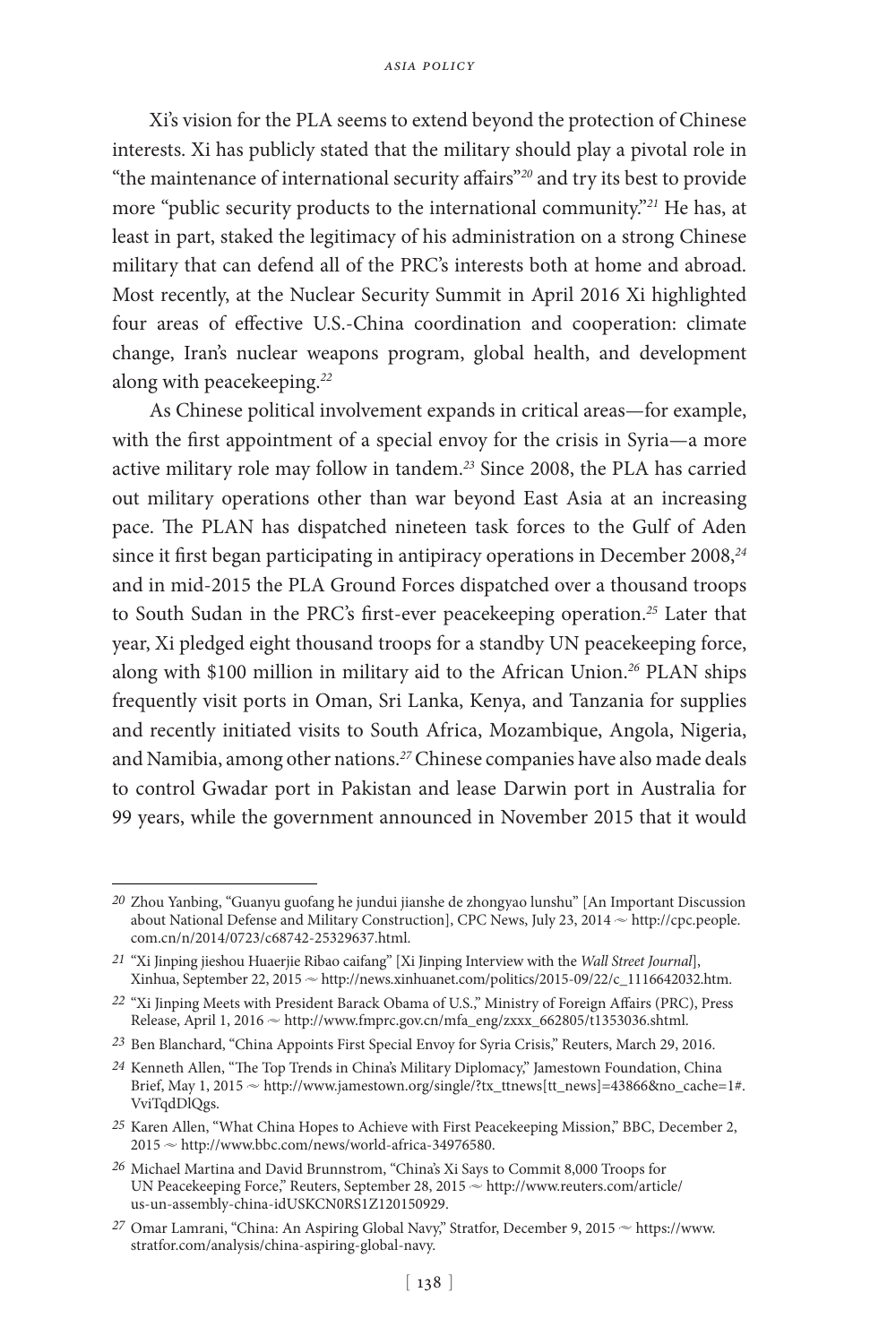Xi's vision for the PLA seems to extend beyond the protection of Chinese interests. Xi has publicly stated that the military should play a pivotal role in "the maintenance of international security affairs"[20] and try its best to provide more "public security products to the international community."[21] He has, at least in part, staked the legitimacy of his administration on a strong Chinese military that can defend all of the PRC's interests both at home and abroad. Most recently, at the Nuclear Security Summit in April 2016 Xi highlighted four areas of effective U.S.-China coordination and cooperation: climate change, Iran's nuclear weapons program, global health, and development along with peacekeeping.[22]

As Chinese political involvement expands in critical areas—for example, with the first appointment of a special envoy for the crisis in Syria—a more active military role may follow in tandem.[23] Since 2008, the PLA has carried out military operations other than war beyond East Asia at an increasing pace. The PLAN has dispatched nineteen task forces to the Gulf of Aden since it first began participating in antipiracy operations in December 2008,[24] and in mid-2015 the PLA Ground Forces dispatched over a thousand troops to South Sudan in the PRC's first-ever peacekeeping operation.[25] Later that year, Xi pledged eight thousand troops for a standby UN peacekeeping force, along with \$100 million in military aid to the African Union.[26] PLAN ships frequently visit ports in Oman, Sri Lanka, Kenya, and Tanzania for supplies and recently initiated visits to South Africa, Mozambique, Angola, Nigeria, and Namibia, among other nations.[27] Chinese companies have also made deals to control Gwadar port in Pakistan and lease Darwin port in Australia for 99 years, while the government announced in November 2015 that it would

---

20 Zhou Yanbing, "Guanyu guofang he jundui jianshe de zhongyao lunshu" [An Important Discussion about National Defense and Military Construction], CPC News, July 23, 2014 ~ http://cpc.people.com.cn/n/2014/0723/c68742-25329637.html.

21 "Xi Jinping jieshou Huaerjie Ribao caifang" [Xi Jinping Interview with the *Wall Street Journal*], Xinhua, September 22, 2015 ~ http://news.xinhuanet.com/politics/2015-09/22/c_1116642032.htm.

22 "Xi Jinping Meets with President Barack Obama of U.S.," Ministry of Foreign Affairs (PRC), Press Release, April 1, 2016 ~ http://www.fmprc.gov.cn/mfa_eng/zxxx_662805/t1353036.shtml.

23 Ben Blanchard, "China Appoints First Special Envoy for Syria Crisis," Reuters, March 29, 2016.

24 Kenneth Allen, "The Top Trends in China's Military Diplomacy," Jamestown Foundation, China Brief, May 1, 2015 ~ http://www.jamestown.org/single/?tx_ttnews[tt_news]=43866&no_cache=1#.VviTqdDlQgs.

25 Karen Allen, "What China Hopes to Achieve with First Peacekeeping Mission," BBC, December 2, 2015 ~ http://www.bbc.com/news/world-africa-34976580.

26 Michael Martina and David Brunnstrom, "China's Xi Says to Commit 8,000 Troops for UN Peacekeeping Force," Reuters, September 28, 2015 ~ http://www.reuters.com/article/us-un-assembly-china-idUSKCN0RS1Z120150929.

27 Omar Lamrani, "China: An Aspiring Global Navy," Stratfor, December 9, 2015 ~ https://www.stratfor.com/analysis/china-aspiring-global-navy.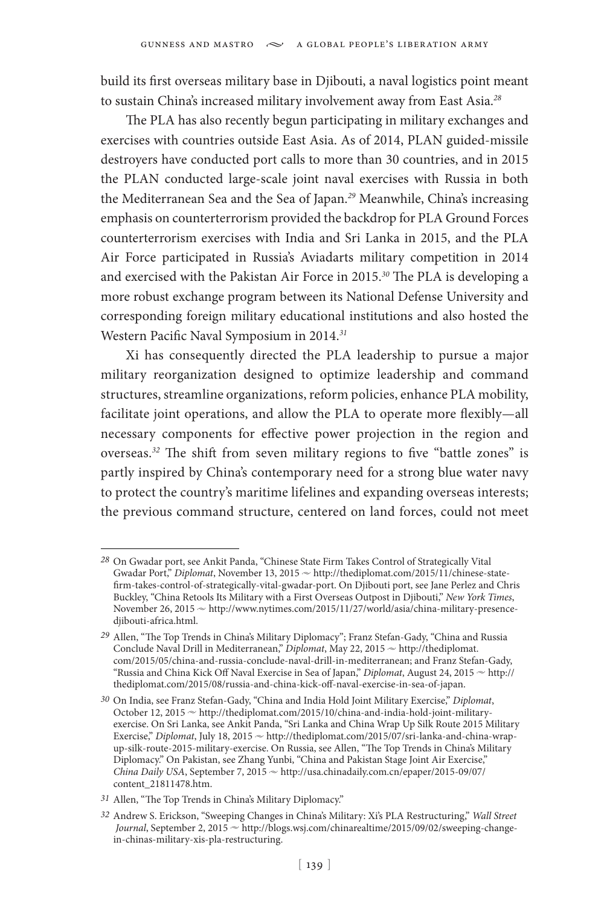build its first overseas military base in Djibouti, a naval logistics point meant to sustain China's increased military involvement away from East Asia.[28]

The PLA has also recently begun participating in military exchanges and exercises with countries outside East Asia. As of 2014, PLAN guided-missile destroyers have conducted port calls to more than 30 countries, and in 2015 the PLAN conducted large-scale joint naval exercises with Russia in both the Mediterranean Sea and the Sea of Japan.[29] Meanwhile, China's increasing emphasis on counterterrorism provided the backdrop for PLA Ground Forces counterterrorism exercises with India and Sri Lanka in 2015, and the PLA Air Force participated in Russia's Aviadarts military competition in 2014 and exercised with the Pakistan Air Force in 2015.[30] The PLA is developing a more robust exchange program between its National Defense University and corresponding foreign military educational institutions and also hosted the Western Pacific Naval Symposium in 2014.[31]

Xi has consequently directed the PLA leadership to pursue a major military reorganization designed to optimize leadership and command structures, streamline organizations, reform policies, enhance PLA mobility, facilitate joint operations, and allow the PLA to operate more flexibly—all necessary components for effective power projection in the region and overseas.[32] The shift from seven military regions to five "battle zones" is partly inspired by China's contemporary need for a strong blue water navy to protect the country's maritime lifelines and expanding overseas interests; the previous command structure, centered on land forces, could not meet

---

28 On Gwadar port, see Ankit Panda, "Chinese State Firm Takes Control of Strategically Vital Gwadar Port," *Diplomat*, November 13, 2015 ~ http://thediplomat.com/2015/11/chinese-state-firm-takes-control-of-strategically-vital-gwadar-port. On Djibouti port, see Jane Perlez and Chris Buckley, "China Retools Its Military with a First Overseas Outpost in Djibouti," *New York Times*, November 26, 2015 ~ http://www.nytimes.com/2015/11/27/world/asia/china-military-presence-djibouti-africa.html.

29 Allen, "The Top Trends in China's Military Diplomacy"; Franz Stefan-Gady, "China and Russia Conclude Naval Drill in Mediterranean," *Diplomat*, May 22, 2015 ~ http://thediplomat.com/2015/05/china-and-russia-conclude-naval-drill-in-mediterranean; and Franz Stefan-Gady, "Russia and China Kick Off Naval Exercise in Sea of Japan," *Diplomat*, August 24, 2015 ~ http://thediplomat.com/2015/08/russia-and-china-kick-off-naval-exercise-in-sea-of-japan.

30 On India, see Franz Stefan-Gady, "China and India Hold Joint Military Exercise," *Diplomat*, October 12, 2015 ~ http://thediplomat.com/2015/10/china-and-india-hold-joint-military-exercise. On Sri Lanka, see Ankit Panda, "Sri Lanka and China Wrap Up Silk Route 2015 Military Exercise," *Diplomat*, July 18, 2015 ~ http://thediplomat.com/2015/07/sri-lanka-and-china-wrap-up-silk-route-2015-military-exercise. On Russia, see Allen, "The Top Trends in China's Military Diplomacy." On Pakistan, see Zhang Yunbi, "China and Pakistan Stage Joint Air Exercise," *China Daily USA*, September 7, 2015 ~ http://usa.chinadaily.com.cn/epaper/2015-09/07/content_21811478.htm.

31 Allen, "The Top Trends in China's Military Diplomacy."

32 Andrew S. Erickson, "Sweeping Changes in China's Military: Xi's PLA Restructuring," *Wall Street Journal*, September 2, 2015 ~ http://blogs.wsj.com/chinarealtime/2015/09/02/sweeping-change-in-chinas-military-xis-pla-restructuring.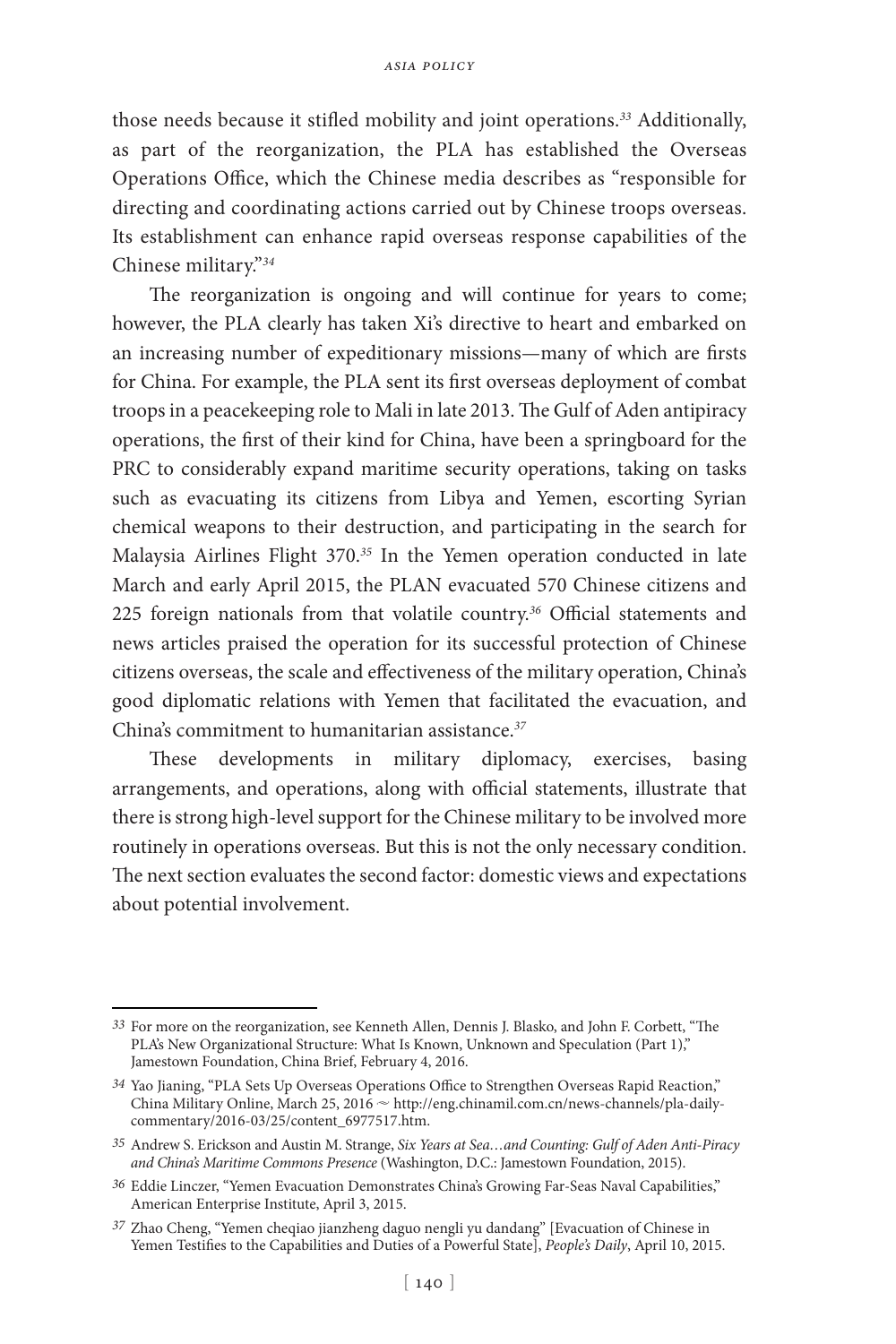those needs because it stifled mobility and joint operations.[33] Additionally, as part of the reorganization, the PLA has established the Overseas Operations Office, which the Chinese media describes as "responsible for directing and coordinating actions carried out by Chinese troops overseas. Its establishment can enhance rapid overseas response capabilities of the Chinese military."[34]

The reorganization is ongoing and will continue for years to come; however, the PLA clearly has taken Xi's directive to heart and embarked on an increasing number of expeditionary missions—many of which are firsts for China. For example, the PLA sent its first overseas deployment of combat troops in a peacekeeping role to Mali in late 2013. The Gulf of Aden antipiracy operations, the first of their kind for China, have been a springboard for the PRC to considerably expand maritime security operations, taking on tasks such as evacuating its citizens from Libya and Yemen, escorting Syrian chemical weapons to their destruction, and participating in the search for Malaysia Airlines Flight 370.[35] In the Yemen operation conducted in late March and early April 2015, the PLAN evacuated 570 Chinese citizens and 225 foreign nationals from that volatile country.[36] Official statements and news articles praised the operation for its successful protection of Chinese citizens overseas, the scale and effectiveness of the military operation, China's good diplomatic relations with Yemen that facilitated the evacuation, and China's commitment to humanitarian assistance.[37]

These developments in military diplomacy, exercises, basing arrangements, and operations, along with official statements, illustrate that there is strong high-level support for the Chinese military to be involved more routinely in operations overseas. But this is not the only necessary condition. The next section evaluates the second factor: domestic views and expectations about potential involvement.

---

33 For more on the reorganization, see Kenneth Allen, Dennis J. Blasko, and John F. Corbett, "The PLA's New Organizational Structure: What Is Known, Unknown and Speculation (Part 1)," Jamestown Foundation, China Brief, February 4, 2016.

34 Yao Jianing, "PLA Sets Up Overseas Operations Office to Strengthen Overseas Rapid Reaction," China Military Online, March 25, 2016 ~ http://eng.chinamil.com.cn/news-channels/pla-daily-commentary/2016-03/25/content_6977517.htm.

35 Andrew S. Erickson and Austin M. Strange, *Six Years at Sea…and Counting: Gulf of Aden Anti-Piracy and China's Maritime Commons Presence* (Washington, D.C.: Jamestown Foundation, 2015).

36 Eddie Linczer, "Yemen Evacuation Demonstrates China's Growing Far-Seas Naval Capabilities," American Enterprise Institute, April 3, 2015.

37 Zhao Cheng, "Yemen cheqiao jianzheng daguo nengli yu dandang" [Evacuation of Chinese in Yemen Testifies to the Capabilities and Duties of a Powerful State], *People's Daily*, April 10, 2015.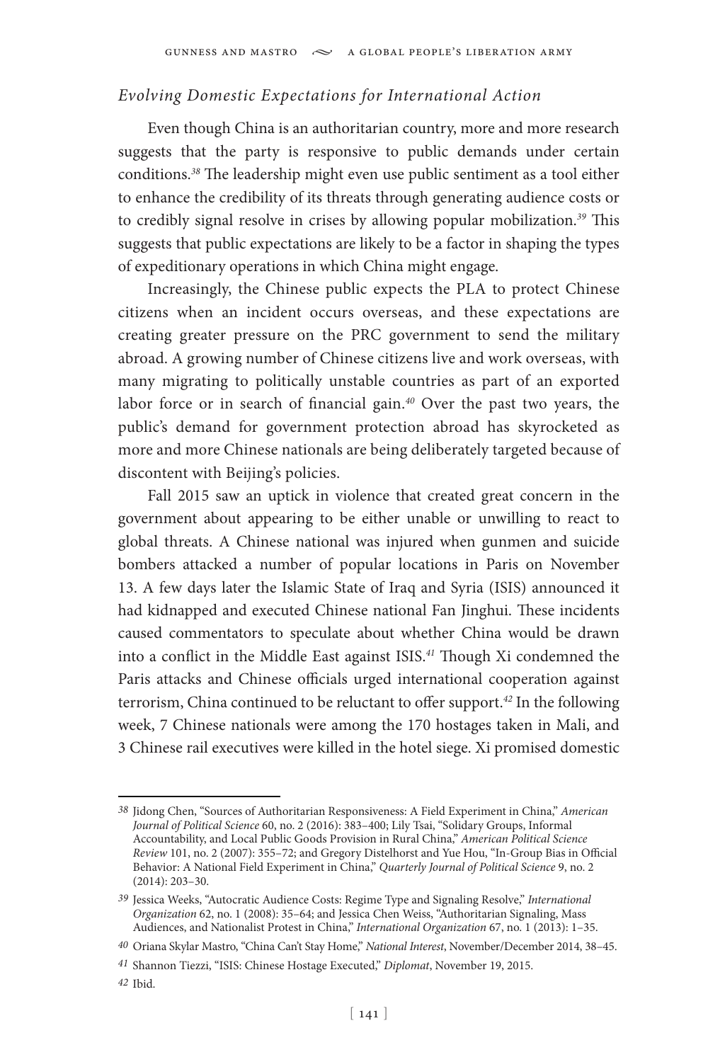### *Evolving Domestic Expectations for International Action*

Even though China is an authoritarian country, more and more research suggests that the party is responsive to public demands under certain conditions.[38] The leadership might even use public sentiment as a tool either to enhance the credibility of its threats through generating audience costs or to credibly signal resolve in crises by allowing popular mobilization.[39] This suggests that public expectations are likely to be a factor in shaping the types of expeditionary operations in which China might engage.

Increasingly, the Chinese public expects the PLA to protect Chinese citizens when an incident occurs overseas, and these expectations are creating greater pressure on the PRC government to send the military abroad. A growing number of Chinese citizens live and work overseas, with many migrating to politically unstable countries as part of an exported labor force or in search of financial gain.[40] Over the past two years, the public's demand for government protection abroad has skyrocketed as more and more Chinese nationals are being deliberately targeted because of discontent with Beijing's policies.

Fall 2015 saw an uptick in violence that created great concern in the government about appearing to be either unable or unwilling to react to global threats. A Chinese national was injured when gunmen and suicide bombers attacked a number of popular locations in Paris on November 13. A few days later the Islamic State of Iraq and Syria (ISIS) announced it had kidnapped and executed Chinese national Fan Jinghui. These incidents caused commentators to speculate about whether China would be drawn into a conflict in the Middle East against ISIS.[41] Though Xi condemned the Paris attacks and Chinese officials urged international cooperation against terrorism, China continued to be reluctant to offer support.[42] In the following week, 7 Chinese nationals were among the 170 hostages taken in Mali, and 3 Chinese rail executives were killed in the hotel siege. Xi promised domestic

---

38 Jidong Chen, "Sources of Authoritarian Responsiveness: A Field Experiment in China," *American Journal of Political Science* 60, no. 2 (2016): 383–400; Lily Tsai, "Solidary Groups, Informal Accountability, and Local Public Goods Provision in Rural China," *American Political Science Review* 101, no. 2 (2007): 355–72; and Gregory Distelhorst and Yue Hou, "In-Group Bias in Official Behavior: A National Field Experiment in China," *Quarterly Journal of Political Science* 9, no. 2 (2014): 203–30.

39 Jessica Weeks, "Autocratic Audience Costs: Regime Type and Signaling Resolve," *International Organization* 62, no. 1 (2008): 35–64; and Jessica Chen Weiss, "Authoritarian Signaling, Mass Audiences, and Nationalist Protest in China," *International Organization* 67, no. 1 (2013): 1–35.

40 Oriana Skylar Mastro, "China Can't Stay Home," *National Interest*, November/December 2014, 38–45.

41 Shannon Tiezzi, "ISIS: Chinese Hostage Executed," *Diplomat*, November 19, 2015.

42 Ibid.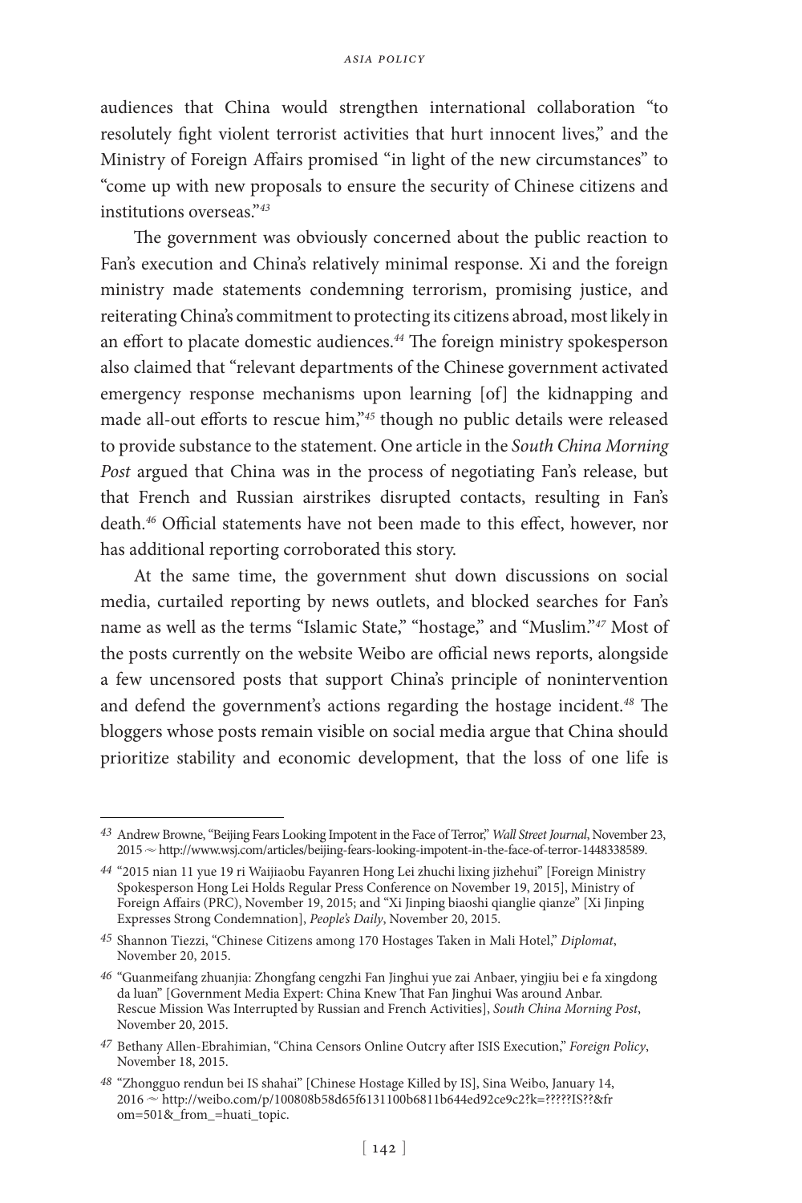audiences that China would strengthen international collaboration "to resolutely fight violent terrorist activities that hurt innocent lives," and the Ministry of Foreign Affairs promised "in light of the new circumstances" to "come up with new proposals to ensure the security of Chinese citizens and institutions overseas."[43]

The government was obviously concerned about the public reaction to Fan's execution and China's relatively minimal response. Xi and the foreign ministry made statements condemning terrorism, promising justice, and reiterating China's commitment to protecting its citizens abroad, most likely in an effort to placate domestic audiences.[44] The foreign ministry spokesperson also claimed that "relevant departments of the Chinese government activated emergency response mechanisms upon learning [of] the kidnapping and made all-out efforts to rescue him,"[45] though no public details were released to provide substance to the statement. One article in the *South China Morning Post* argued that China was in the process of negotiating Fan's release, but that French and Russian airstrikes disrupted contacts, resulting in Fan's death.[46] Official statements have not been made to this effect, however, nor has additional reporting corroborated this story.

At the same time, the government shut down discussions on social media, curtailed reporting by news outlets, and blocked searches for Fan's name as well as the terms "Islamic State," "hostage," and "Muslim."[47] Most of the posts currently on the website Weibo are official news reports, alongside a few uncensored posts that support China's principle of nonintervention and defend the government's actions regarding the hostage incident.[48] The bloggers whose posts remain visible on social media argue that China should prioritize stability and economic development, that the loss of one life is

---

43 Andrew Browne, "Beijing Fears Looking Impotent in the Face of Terror," *Wall Street Journal*, November 23, 2015 ~ http://www.wsj.com/articles/beijing-fears-looking-impotent-in-the-face-of-terror-1448338589.

44 "2015 nian 11 yue 19 ri Waijiaobu Fayanren Hong Lei zhuchi lixing jizhehui" [Foreign Ministry Spokesperson Hong Lei Holds Regular Press Conference on November 19, 2015], Ministry of Foreign Affairs (PRC), November 19, 2015; and "Xi Jinping biaoshi qianglie qianze" [Xi Jinping Expresses Strong Condemnation], *People's Daily*, November 20, 2015.

45 Shannon Tiezzi, "Chinese Citizens among 170 Hostages Taken in Mali Hotel," *Diplomat*, November 20, 2015.

46 "Guanmeifang zhuanjia: Zhongfang cengzhi Fan Jinghui yue zai Anbaer, yingjiu bei e fa xingdong da luan" [Government Media Expert: China Knew That Fan Jinghui Was around Anbar. Rescue Mission Was Interrupted by Russian and French Activities], *South China Morning Post*, November 20, 2015.

47 Bethany Allen-Ebrahimian, "China Censors Online Outcry after ISIS Execution," *Foreign Policy*, November 18, 2015.

48 "Zhongguo rendun bei IS shahai" [Chinese Hostage Killed by IS], Sina Weibo, January 14, 2016 ~ http://weibo.com/p/100808b58d65f6131100b6811b644ed92ce9c2?k=?????IS??&from=501&_from_=huati_topic.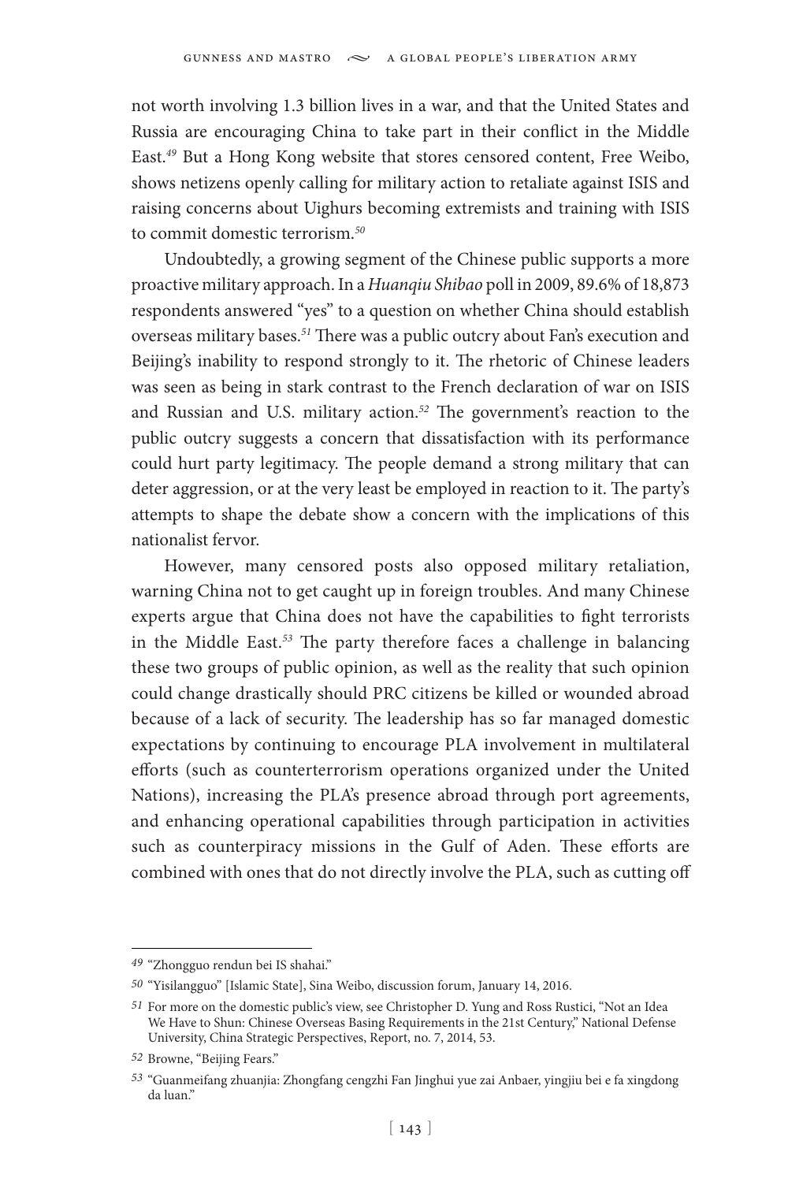not worth involving 1.3 billion lives in a war, and that the United States and Russia are encouraging China to take part in their conflict in the Middle East.[49] But a Hong Kong website that stores censored content, Free Weibo, shows netizens openly calling for military action to retaliate against ISIS and raising concerns about Uighurs becoming extremists and training with ISIS to commit domestic terrorism.[50]

Undoubtedly, a growing segment of the Chinese public supports a more proactive military approach. In a *Huanqiu Shibao* poll in 2009, 89.6% of 18,873 respondents answered "yes" to a question on whether China should establish overseas military bases.[51] There was a public outcry about Fan's execution and Beijing's inability to respond strongly to it. The rhetoric of Chinese leaders was seen as being in stark contrast to the French declaration of war on ISIS and Russian and U.S. military action.[52] The government's reaction to the public outcry suggests a concern that dissatisfaction with its performance could hurt party legitimacy. The people demand a strong military that can deter aggression, or at the very least be employed in reaction to it. The party's attempts to shape the debate show a concern with the implications of this nationalist fervor.

However, many censored posts also opposed military retaliation, warning China not to get caught up in foreign troubles. And many Chinese experts argue that China does not have the capabilities to fight terrorists in the Middle East.[53] The party therefore faces a challenge in balancing these two groups of public opinion, as well as the reality that such opinion could change drastically should PRC citizens be killed or wounded abroad because of a lack of security. The leadership has so far managed domestic expectations by continuing to encourage PLA involvement in multilateral efforts (such as counterterrorism operations organized under the United Nations), increasing the PLA's presence abroad through port agreements, and enhancing operational capabilities through participation in activities such as counterpiracy missions in the Gulf of Aden. These efforts are combined with ones that do not directly involve the PLA, such as cutting off

---

49 "Zhongguo rendun bei IS shahai."

50 "Yisilangguo" [Islamic State], Sina Weibo, discussion forum, January 14, 2016.

51 For more on the domestic public's view, see Christopher D. Yung and Ross Rustici, "Not an Idea We Have to Shun: Chinese Overseas Basing Requirements in the 21st Century," National Defense University, China Strategic Perspectives, Report, no. 7, 2014, 53.

52 Browne, "Beijing Fears."

53 "Guanmeifang zhuanjia: Zhongfang cengzhi Fan Jinghui yue zai Anbaer, yingjiu bei e fa xingdong da luan."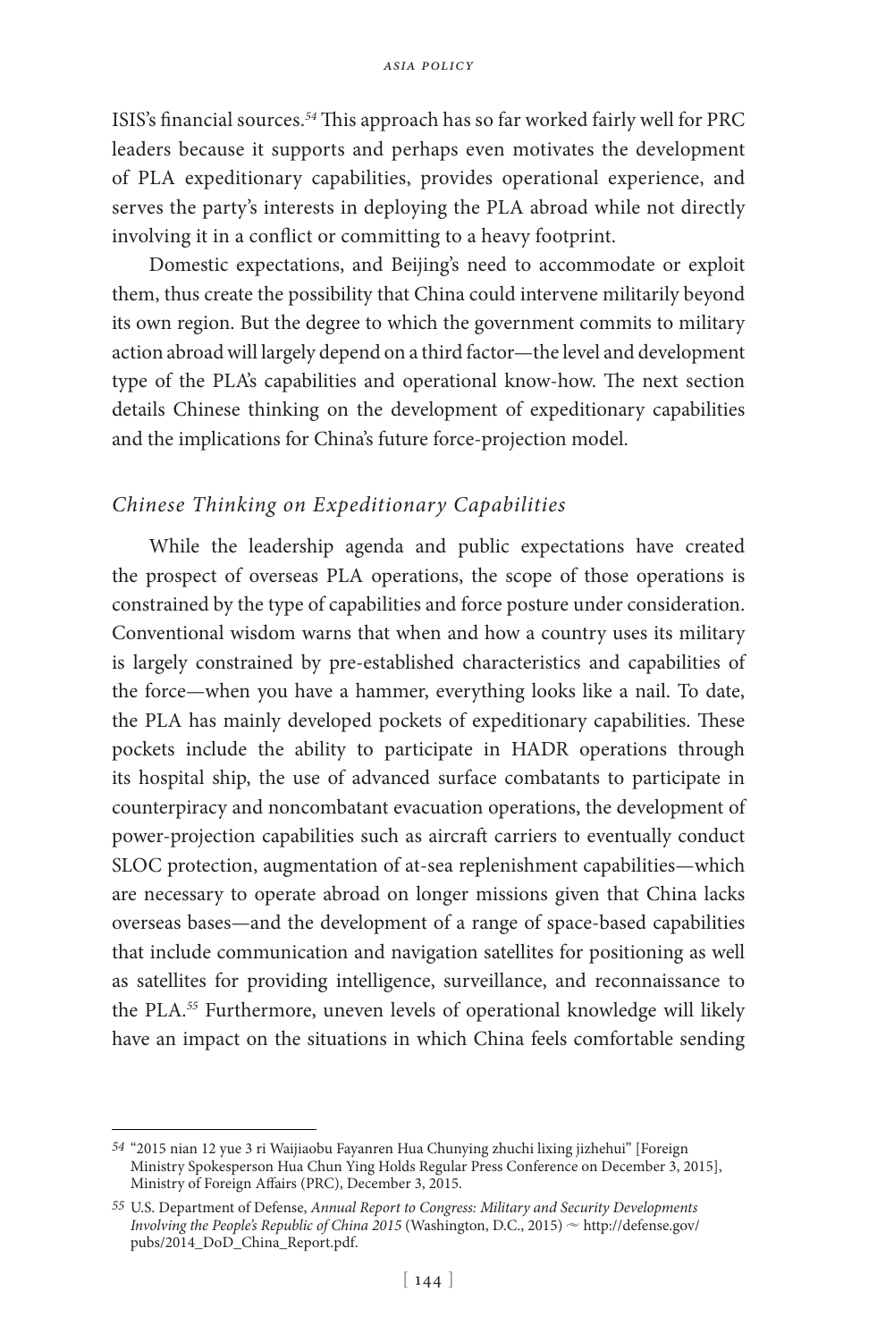ISIS's financial sources.[54] This approach has so far worked fairly well for PRC leaders because it supports and perhaps even motivates the development of PLA expeditionary capabilities, provides operational experience, and serves the party's interests in deploying the PLA abroad while not directly involving it in a conflict or committing to a heavy footprint.

Domestic expectations, and Beijing's need to accommodate or exploit them, thus create the possibility that China could intervene militarily beyond its own region. But the degree to which the government commits to military action abroad will largely depend on a third factor—the level and development type of the PLA's capabilities and operational know-how. The next section details Chinese thinking on the development of expeditionary capabilities and the implications for China's future force-projection model.

### *Chinese Thinking on Expeditionary Capabilities*

While the leadership agenda and public expectations have created the prospect of overseas PLA operations, the scope of those operations is constrained by the type of capabilities and force posture under consideration. Conventional wisdom warns that when and how a country uses its military is largely constrained by pre-established characteristics and capabilities of the force—when you have a hammer, everything looks like a nail. To date, the PLA has mainly developed pockets of expeditionary capabilities. These pockets include the ability to participate in HADR operations through its hospital ship, the use of advanced surface combatants to participate in counterpiracy and noncombatant evacuation operations, the development of power-projection capabilities such as aircraft carriers to eventually conduct SLOC protection, augmentation of at-sea replenishment capabilities—which are necessary to operate abroad on longer missions given that China lacks overseas bases—and the development of a range of space-based capabilities that include communication and navigation satellites for positioning as well as satellites for providing intelligence, surveillance, and reconnaissance to the PLA.[55] Furthermore, uneven levels of operational knowledge will likely have an impact on the situations in which China feels comfortable sending

---

54 "2015 nian 12 yue 3 ri Waijiaobu Fayanren Hua Chunying zhuchi lixing jizhehui" [Foreign Ministry Spokesperson Hua Chun Ying Holds Regular Press Conference on December 3, 2015], Ministry of Foreign Affairs (PRC), December 3, 2015.

55 U.S. Department of Defense, *Annual Report to Congress: Military and Security Developments Involving the People's Republic of China 2015* (Washington, D.C., 2015) ~ http://defense.gov/pubs/2014_DoD_China_Report.pdf.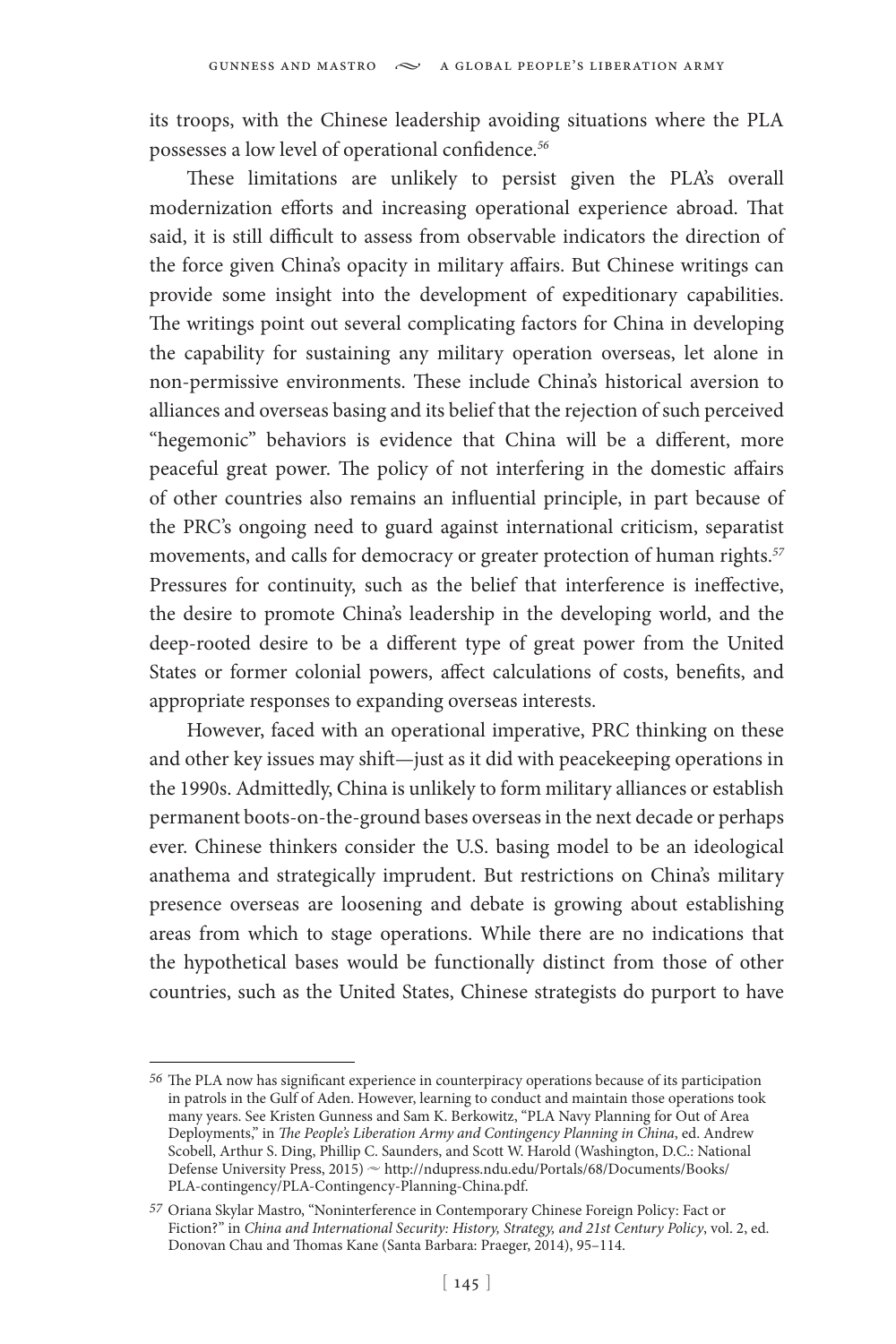its troops, with the Chinese leadership avoiding situations where the PLA possesses a low level of operational confidence.[56]

These limitations are unlikely to persist given the PLA's overall modernization efforts and increasing operational experience abroad. That said, it is still difficult to assess from observable indicators the direction of the force given China's opacity in military affairs. But Chinese writings can provide some insight into the development of expeditionary capabilities. The writings point out several complicating factors for China in developing the capability for sustaining any military operation overseas, let alone in non-permissive environments. These include China's historical aversion to alliances and overseas basing and its belief that the rejection of such perceived "hegemonic" behaviors is evidence that China will be a different, more peaceful great power. The policy of not interfering in the domestic affairs of other countries also remains an influential principle, in part because of the PRC's ongoing need to guard against international criticism, separatist movements, and calls for democracy or greater protection of human rights.[57] Pressures for continuity, such as the belief that interference is ineffective, the desire to promote China's leadership in the developing world, and the deep-rooted desire to be a different type of great power from the United States or former colonial powers, affect calculations of costs, benefits, and appropriate responses to expanding overseas interests.

However, faced with an operational imperative, PRC thinking on these and other key issues may shift—just as it did with peacekeeping operations in the 1990s. Admittedly, China is unlikely to form military alliances or establish permanent boots-on-the-ground bases overseas in the next decade or perhaps ever. Chinese thinkers consider the U.S. basing model to be an ideological anathema and strategically imprudent. But restrictions on China's military presence overseas are loosening and debate is growing about establishing areas from which to stage operations. While there are no indications that the hypothetical bases would be functionally distinct from those of other countries, such as the United States, Chinese strategists do purport to have

---

56 The PLA now has significant experience in counterpiracy operations because of its participation in patrols in the Gulf of Aden. However, learning to conduct and maintain those operations took many years. See Kristen Gunness and Sam K. Berkowitz, "PLA Navy Planning for Out of Area Deployments," in *The People's Liberation Army and Contingency Planning in China*, ed. Andrew Scobell, Arthur S. Ding, Phillip C. Saunders, and Scott W. Harold (Washington, D.C.: National Defense University Press, 2015) ~ http://ndupress.ndu.edu/Portals/68/Documents/Books/PLA-contingency/PLA-Contingency-Planning-China.pdf.

57 Oriana Skylar Mastro, "Noninterference in Contemporary Chinese Foreign Policy: Fact or Fiction?" in *China and International Security: History, Strategy, and 21st Century Policy*, vol. 2, ed. Donovan Chau and Thomas Kane (Santa Barbara: Praeger, 2014), 95–114.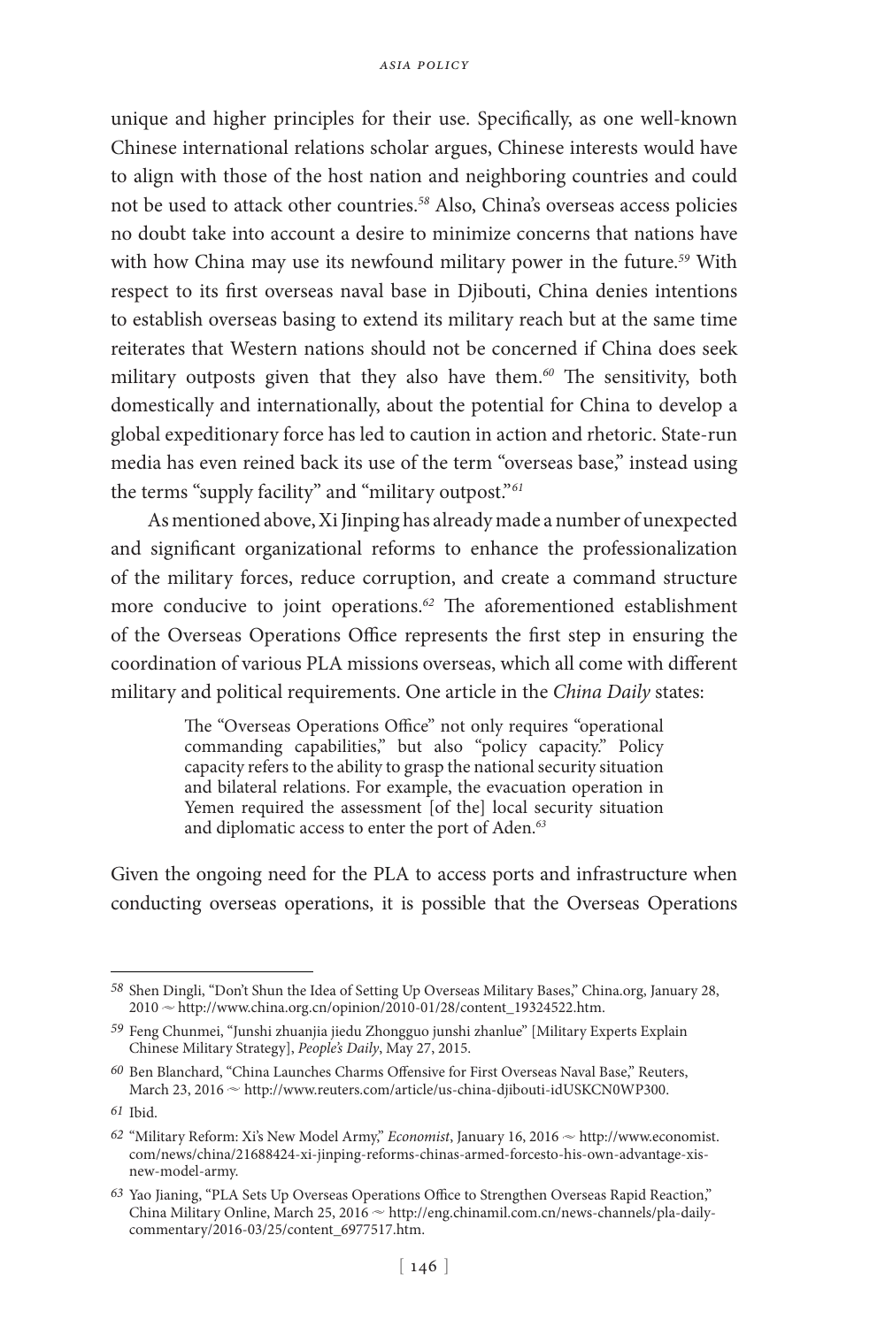unique and higher principles for their use. Specifically, as one well-known Chinese international relations scholar argues, Chinese interests would have to align with those of the host nation and neighboring countries and could not be used to attack other countries.[58] Also, China's overseas access policies no doubt take into account a desire to minimize concerns that nations have with how China may use its newfound military power in the future.[59] With respect to its first overseas naval base in Djibouti, China denies intentions to establish overseas basing to extend its military reach but at the same time reiterates that Western nations should not be concerned if China does seek military outposts given that they also have them.[60] The sensitivity, both domestically and internationally, about the potential for China to develop a global expeditionary force has led to caution in action and rhetoric. State-run media has even reined back its use of the term "overseas base," instead using the terms "supply facility" and "military outpost."[61]

As mentioned above, Xi Jinping has already made a number of unexpected and significant organizational reforms to enhance the professionalization of the military forces, reduce corruption, and create a command structure more conducive to joint operations.[62] The aforementioned establishment of the Overseas Operations Office represents the first step in ensuring the coordination of various PLA missions overseas, which all come with different military and political requirements. One article in the *China Daily* states:

> The "Overseas Operations Office" not only requires "operational commanding capabilities," but also "policy capacity." Policy capacity refers to the ability to grasp the national security situation and bilateral relations. For example, the evacuation operation in Yemen required the assessment [of the] local security situation and diplomatic access to enter the port of Aden.[63]

Given the ongoing need for the PLA to access ports and infrastructure when conducting overseas operations, it is possible that the Overseas Operations

---

58 Shen Dingli, "Don't Shun the Idea of Setting Up Overseas Military Bases," China.org, January 28, 2010 ~ http://www.china.org.cn/opinion/2010-01/28/content_19324522.htm.

59 Feng Chunmei, "Junshi zhuanjia jiedu Zhongguo junshi zhanlue" [Military Experts Explain Chinese Military Strategy], *People's Daily*, May 27, 2015.

60 Ben Blanchard, "China Launches Charms Offensive for First Overseas Naval Base," Reuters, March 23, 2016 ~ http://www.reuters.com/article/us-china-djibouti-idUSKCN0WP300.

61 Ibid.

62 "Military Reform: Xi's New Model Army," *Economist*, January 16, 2016 ~ http://www.economist.com/news/china/21688424-xi-jinping-reforms-chinas-armed-forcesto-his-own-advantage-xis-new-model-army.

63 Yao Jianing, "PLA Sets Up Overseas Operations Office to Strengthen Overseas Rapid Reaction," China Military Online, March 25, 2016 ~ http://eng.chinamil.com.cn/news-channels/pla-daily-commentary/2016-03/25/content_6977517.htm.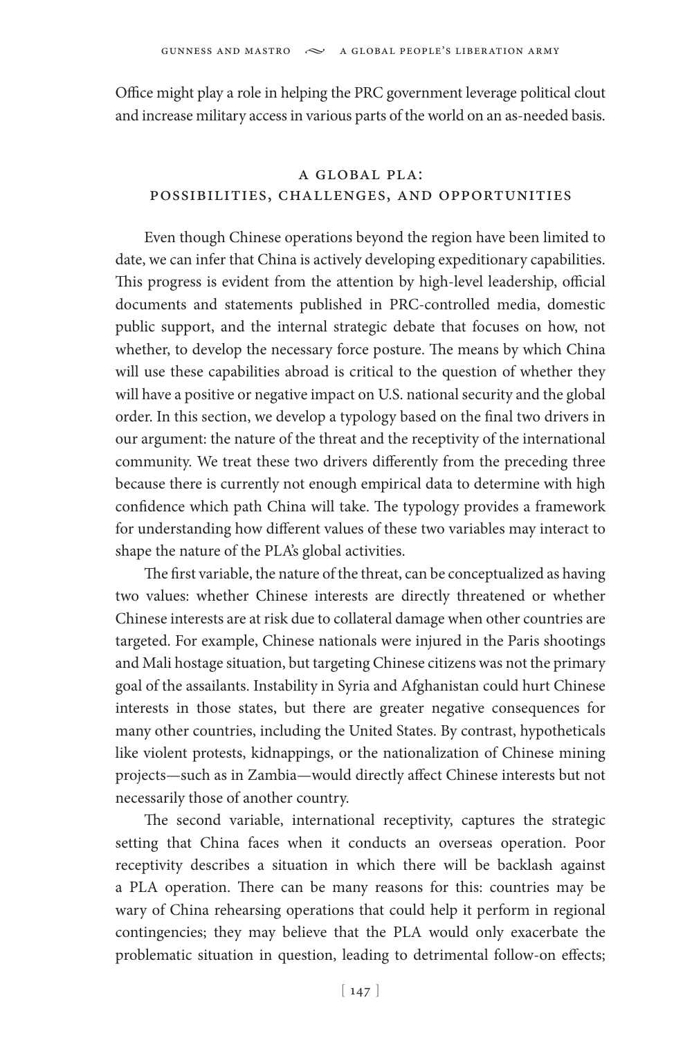Office might play a role in helping the PRC government leverage political clout and increase military access in various parts of the world on an as-needed basis.

## A Global PLA: Possibilities, Challenges, and Opportunities

Even though Chinese operations beyond the region have been limited to date, we can infer that China is actively developing expeditionary capabilities. This progress is evident from the attention by high-level leadership, official documents and statements published in PRC-controlled media, domestic public support, and the internal strategic debate that focuses on how, not whether, to develop the necessary force posture. The means by which China will use these capabilities abroad is critical to the question of whether they will have a positive or negative impact on U.S. national security and the global order. In this section, we develop a typology based on the final two drivers in our argument: the nature of the threat and the receptivity of the international community. We treat these two drivers differently from the preceding three because there is currently not enough empirical data to determine with high confidence which path China will take. The typology provides a framework for understanding how different values of these two variables may interact to shape the nature of the PLA's global activities.

The first variable, the nature of the threat, can be conceptualized as having two values: whether Chinese interests are directly threatened or whether Chinese interests are at risk due to collateral damage when other countries are targeted. For example, Chinese nationals were injured in the Paris shootings and Mali hostage situation, but targeting Chinese citizens was not the primary goal of the assailants. Instability in Syria and Afghanistan could hurt Chinese interests in those states, but there are greater negative consequences for many other countries, including the United States. By contrast, hypotheticals like violent protests, kidnappings, or the nationalization of Chinese mining projects—such as in Zambia—would directly affect Chinese interests but not necessarily those of another country.

The second variable, international receptivity, captures the strategic setting that China faces when it conducts an overseas operation. Poor receptivity describes a situation in which there will be backlash against a PLA operation. There can be many reasons for this: countries may be wary of China rehearsing operations that could help it perform in regional contingencies; they may believe that the PLA would only exacerbate the problematic situation in question, leading to detrimental follow-on effects;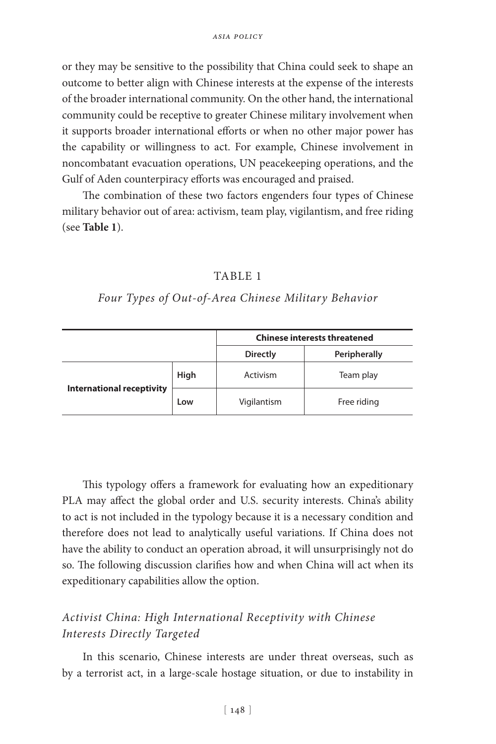or they may be sensitive to the possibility that China could seek to shape an outcome to better align with Chinese interests at the expense of the interests of the broader international community. On the other hand, the international community could be receptive to greater Chinese military involvement when it supports broader international efforts or when no other major power has the capability or willingness to act. For example, Chinese involvement in noncombatant evacuation operations, UN peacekeeping operations, and the Gulf of Aden counterpiracy efforts was encouraged and praised.

The combination of these two factors engenders four types of Chinese military behavior out of area: activism, team play, vigilantism, and free riding (see **Table 1**).

TABLE 1

*Four Types of Out-of-Area Chinese Military Behavior*

| | | Chinese interests threatened | |
|---|---|---|---|
| | | **Directly** | **Peripherally** |
| **International receptivity** | **High** | Activism | Team play |
| | **Low** | Vigilantism | Free riding |

This typology offers a framework for evaluating how an expeditionary PLA may affect the global order and U.S. security interests. China's ability to act is not included in the typology because it is a necessary condition and therefore does not lead to analytically useful variations. If China does not have the ability to conduct an operation abroad, it will unsurprisingly not do so. The following discussion clarifies how and when China will act when its expeditionary capabilities allow the option.

### *Activist China: High International Receptivity with Chinese Interests Directly Targeted*

In this scenario, Chinese interests are under threat overseas, such as by a terrorist act, in a large-scale hostage situation, or due to instability in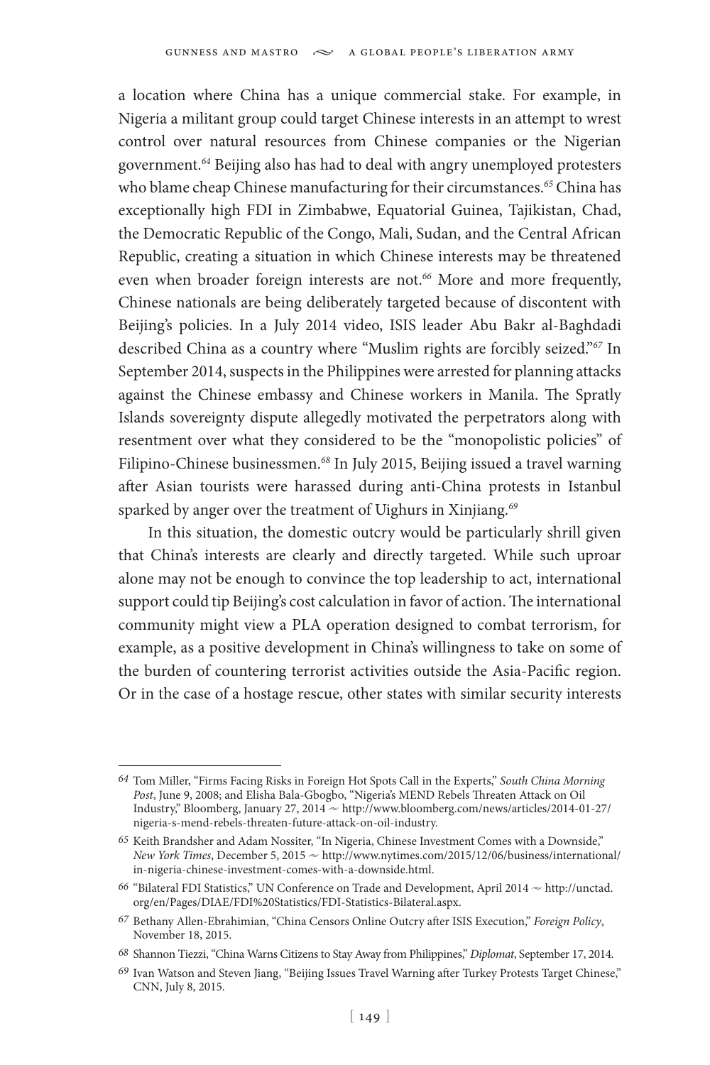a location where China has a unique commercial stake. For example, in Nigeria a militant group could target Chinese interests in an attempt to wrest control over natural resources from Chinese companies or the Nigerian government.[64] Beijing also has had to deal with angry unemployed protesters who blame cheap Chinese manufacturing for their circumstances.[65] China has exceptionally high FDI in Zimbabwe, Equatorial Guinea, Tajikistan, Chad, the Democratic Republic of the Congo, Mali, Sudan, and the Central African Republic, creating a situation in which Chinese interests may be threatened even when broader foreign interests are not.[66] More and more frequently, Chinese nationals are being deliberately targeted because of discontent with Beijing's policies. In a July 2014 video, ISIS leader Abu Bakr al-Baghdadi described China as a country where "Muslim rights are forcibly seized."[67] In September 2014, suspects in the Philippines were arrested for planning attacks against the Chinese embassy and Chinese workers in Manila. The Spratly Islands sovereignty dispute allegedly motivated the perpetrators along with resentment over what they considered to be the "monopolistic policies" of Filipino-Chinese businessmen.[68] In July 2015, Beijing issued a travel warning after Asian tourists were harassed during anti-China protests in Istanbul sparked by anger over the treatment of Uighurs in Xinjiang.[69]

In this situation, the domestic outcry would be particularly shrill given that China's interests are clearly and directly targeted. While such uproar alone may not be enough to convince the top leadership to act, international support could tip Beijing's cost calculation in favor of action. The international community might view a PLA operation designed to combat terrorism, for example, as a positive development in China's willingness to take on some of the burden of countering terrorist activities outside the Asia-Pacific region. Or in the case of a hostage rescue, other states with similar security interests

---

64 Tom Miller, "Firms Facing Risks in Foreign Hot Spots Call in the Experts," *South China Morning Post*, June 9, 2008; and Elisha Bala-Gbogbo, "Nigeria's MEND Rebels Threaten Attack on Oil Industry," Bloomberg, January 27, 2014 ~ http://www.bloomberg.com/news/articles/2014-01-27/nigeria-s-mend-rebels-threaten-future-attack-on-oil-industry.

65 Keith Brandsher and Adam Nossiter, "In Nigeria, Chinese Investment Comes with a Downside," *New York Times*, December 5, 2015 ~ http://www.nytimes.com/2015/12/06/business/international/in-nigeria-chinese-investment-comes-with-a-downside.html.

66 "Bilateral FDI Statistics," UN Conference on Trade and Development, April 2014 ~ http://unctad.org/en/Pages/DIAE/FDI%20Statistics/FDI-Statistics-Bilateral.aspx.

67 Bethany Allen-Ebrahimian, "China Censors Online Outcry after ISIS Execution," *Foreign Policy*, November 18, 2015.

68 Shannon Tiezzi, "China Warns Citizens to Stay Away from Philippines," *Diplomat*, September 17, 2014.

69 Ivan Watson and Steven Jiang, "Beijing Issues Travel Warning after Turkey Protests Target Chinese," CNN, July 8, 2015.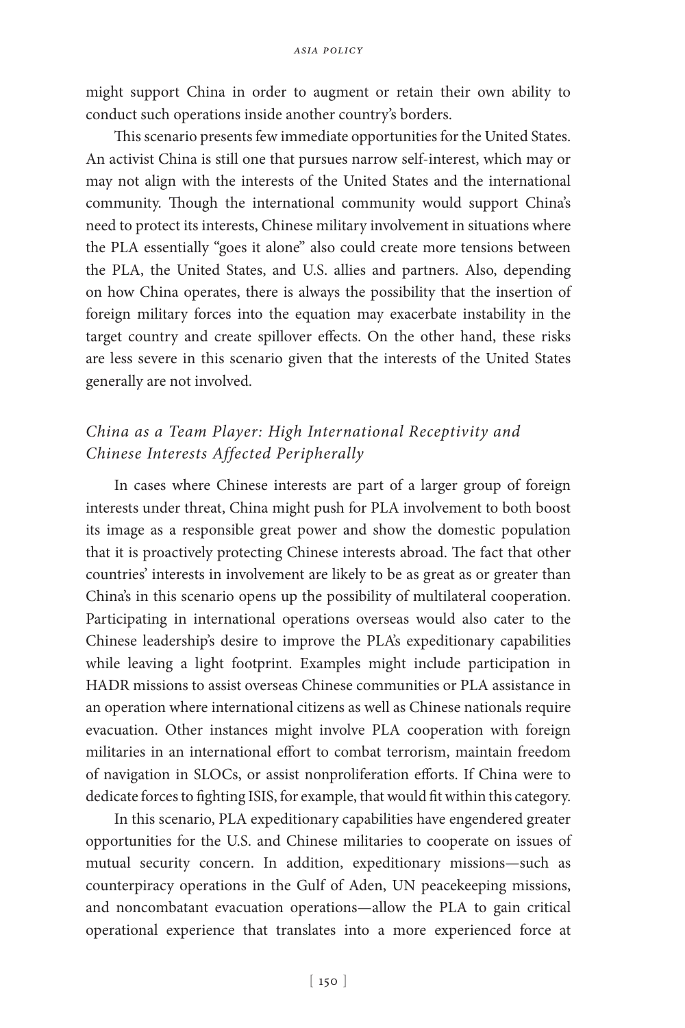might support China in order to augment or retain their own ability to conduct such operations inside another country's borders.

This scenario presents few immediate opportunities for the United States. An activist China is still one that pursues narrow self-interest, which may or may not align with the interests of the United States and the international community. Though the international community would support China's need to protect its interests, Chinese military involvement in situations where the PLA essentially "goes it alone" also could create more tensions between the PLA, the United States, and U.S. allies and partners. Also, depending on how China operates, there is always the possibility that the insertion of foreign military forces into the equation may exacerbate instability in the target country and create spillover effects. On the other hand, these risks are less severe in this scenario given that the interests of the United States generally are not involved.

### *China as a Team Player: High International Receptivity and Chinese Interests Affected Peripherally*

In cases where Chinese interests are part of a larger group of foreign interests under threat, China might push for PLA involvement to both boost its image as a responsible great power and show the domestic population that it is proactively protecting Chinese interests abroad. The fact that other countries' interests in involvement are likely to be as great as or greater than China's in this scenario opens up the possibility of multilateral cooperation. Participating in international operations overseas would also cater to the Chinese leadership's desire to improve the PLA's expeditionary capabilities while leaving a light footprint. Examples might include participation in HADR missions to assist overseas Chinese communities or PLA assistance in an operation where international citizens as well as Chinese nationals require evacuation. Other instances might involve PLA cooperation with foreign militaries in an international effort to combat terrorism, maintain freedom of navigation in SLOCs, or assist nonproliferation efforts. If China were to dedicate forces to fighting ISIS, for example, that would fit within this category.

In this scenario, PLA expeditionary capabilities have engendered greater opportunities for the U.S. and Chinese militaries to cooperate on issues of mutual security concern. In addition, expeditionary missions—such as counterpiracy operations in the Gulf of Aden, UN peacekeeping missions, and noncombatant evacuation operations—allow the PLA to gain critical operational experience that translates into a more experienced force at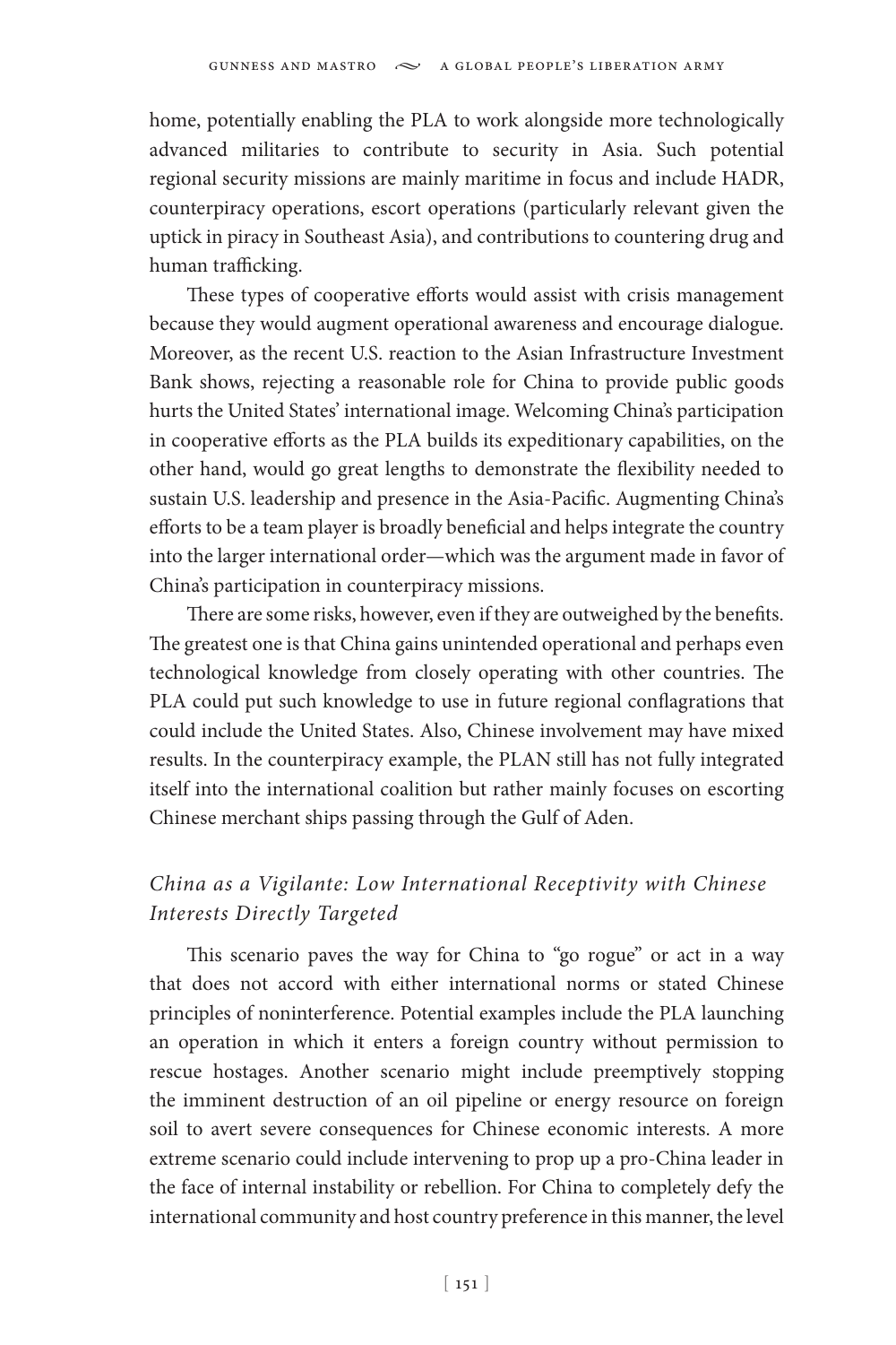home, potentially enabling the PLA to work alongside more technologically advanced militaries to contribute to security in Asia. Such potential regional security missions are mainly maritime in focus and include HADR, counterpiracy operations, escort operations (particularly relevant given the uptick in piracy in Southeast Asia), and contributions to countering drug and human trafficking.

These types of cooperative efforts would assist with crisis management because they would augment operational awareness and encourage dialogue. Moreover, as the recent U.S. reaction to the Asian Infrastructure Investment Bank shows, rejecting a reasonable role for China to provide public goods hurts the United States' international image. Welcoming China's participation in cooperative efforts as the PLA builds its expeditionary capabilities, on the other hand, would go great lengths to demonstrate the flexibility needed to sustain U.S. leadership and presence in the Asia-Pacific. Augmenting China's efforts to be a team player is broadly beneficial and helps integrate the country into the larger international order—which was the argument made in favor of China's participation in counterpiracy missions.

There are some risks, however, even if they are outweighed by the benefits. The greatest one is that China gains unintended operational and perhaps even technological knowledge from closely operating with other countries. The PLA could put such knowledge to use in future regional conflagrations that could include the United States. Also, Chinese involvement may have mixed results. In the counterpiracy example, the PLAN still has not fully integrated itself into the international coalition but rather mainly focuses on escorting Chinese merchant ships passing through the Gulf of Aden.

### *China as a Vigilante: Low International Receptivity with Chinese Interests Directly Targeted*

This scenario paves the way for China to "go rogue" or act in a way that does not accord with either international norms or stated Chinese principles of noninterference. Potential examples include the PLA launching an operation in which it enters a foreign country without permission to rescue hostages. Another scenario might include preemptively stopping the imminent destruction of an oil pipeline or energy resource on foreign soil to avert severe consequences for Chinese economic interests. A more extreme scenario could include intervening to prop up a pro-China leader in the face of internal instability or rebellion. For China to completely defy the international community and host country preference in this manner, the level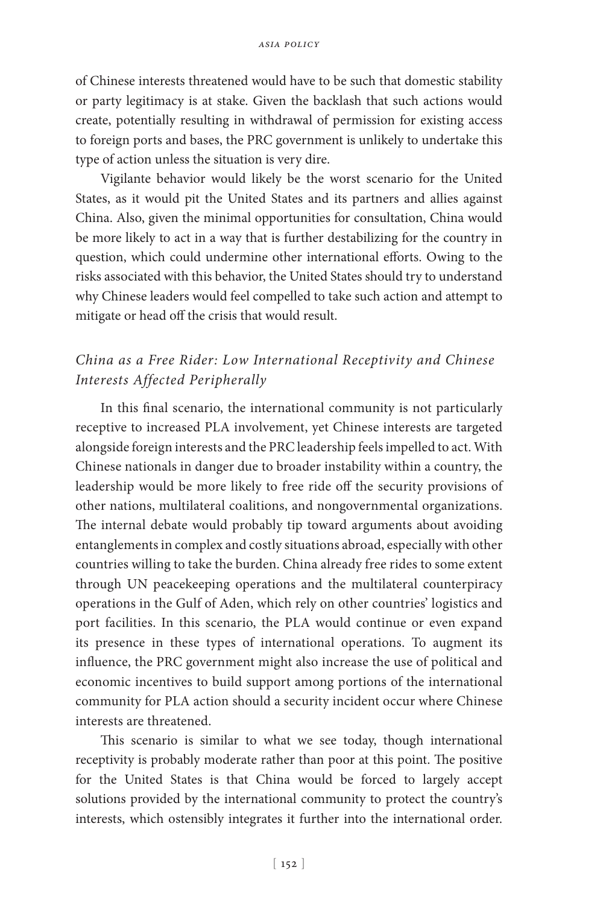of Chinese interests threatened would have to be such that domestic stability or party legitimacy is at stake. Given the backlash that such actions would create, potentially resulting in withdrawal of permission for existing access to foreign ports and bases, the PRC government is unlikely to undertake this type of action unless the situation is very dire.

Vigilante behavior would likely be the worst scenario for the United States, as it would pit the United States and its partners and allies against China. Also, given the minimal opportunities for consultation, China would be more likely to act in a way that is further destabilizing for the country in question, which could undermine other international efforts. Owing to the risks associated with this behavior, the United States should try to understand why Chinese leaders would feel compelled to take such action and attempt to mitigate or head off the crisis that would result.

### *China as a Free Rider: Low International Receptivity and Chinese Interests Affected Peripherally*

In this final scenario, the international community is not particularly receptive to increased PLA involvement, yet Chinese interests are targeted alongside foreign interests and the PRC leadership feels impelled to act. With Chinese nationals in danger due to broader instability within a country, the leadership would be more likely to free ride off the security provisions of other nations, multilateral coalitions, and nongovernmental organizations. The internal debate would probably tip toward arguments about avoiding entanglements in complex and costly situations abroad, especially with other countries willing to take the burden. China already free rides to some extent through UN peacekeeping operations and the multilateral counterpiracy operations in the Gulf of Aden, which rely on other countries' logistics and port facilities. In this scenario, the PLA would continue or even expand its presence in these types of international operations. To augment its influence, the PRC government might also increase the use of political and economic incentives to build support among portions of the international community for PLA action should a security incident occur where Chinese interests are threatened.

This scenario is similar to what we see today, though international receptivity is probably moderate rather than poor at this point. The positive for the United States is that China would be forced to largely accept solutions provided by the international community to protect the country's interests, which ostensibly integrates it further into the international order.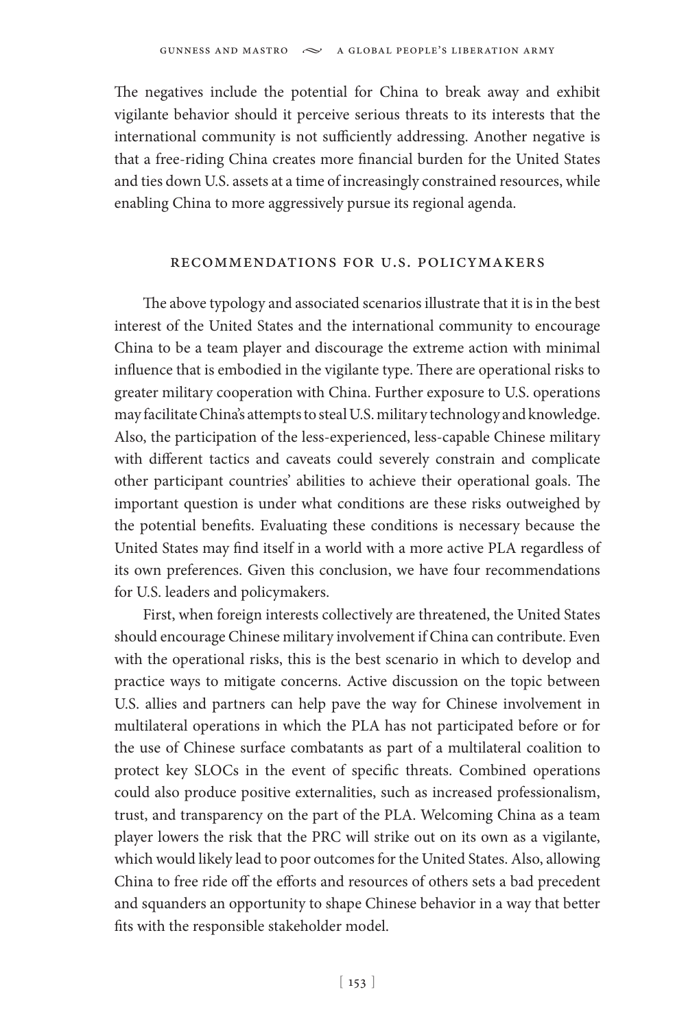The negatives include the potential for China to break away and exhibit vigilante behavior should it perceive serious threats to its interests that the international community is not sufficiently addressing. Another negative is that a free-riding China creates more financial burden for the United States and ties down U.S. assets at a time of increasingly constrained resources, while enabling China to more aggressively pursue its regional agenda.

## RECOMMENDATIONS FOR U.S. POLICYMAKERS

The above typology and associated scenarios illustrate that it is in the best interest of the United States and the international community to encourage China to be a team player and discourage the extreme action with minimal influence that is embodied in the vigilante type. There are operational risks to greater military cooperation with China. Further exposure to U.S. operations may facilitate China's attempts to steal U.S. military technology and knowledge. Also, the participation of the less-experienced, less-capable Chinese military with different tactics and caveats could severely constrain and complicate other participant countries' abilities to achieve their operational goals. The important question is under what conditions are these risks outweighed by the potential benefits. Evaluating these conditions is necessary because the United States may find itself in a world with a more active PLA regardless of its own preferences. Given this conclusion, we have four recommendations for U.S. leaders and policymakers.

First, when foreign interests collectively are threatened, the United States should encourage Chinese military involvement if China can contribute. Even with the operational risks, this is the best scenario in which to develop and practice ways to mitigate concerns. Active discussion on the topic between U.S. allies and partners can help pave the way for Chinese involvement in multilateral operations in which the PLA has not participated before or for the use of Chinese surface combatants as part of a multilateral coalition to protect key SLOCs in the event of specific threats. Combined operations could also produce positive externalities, such as increased professionalism, trust, and transparency on the part of the PLA. Welcoming China as a team player lowers the risk that the PRC will strike out on its own as a vigilante, which would likely lead to poor outcomes for the United States. Also, allowing China to free ride off the efforts and resources of others sets a bad precedent and squanders an opportunity to shape Chinese behavior in a way that better fits with the responsible stakeholder model.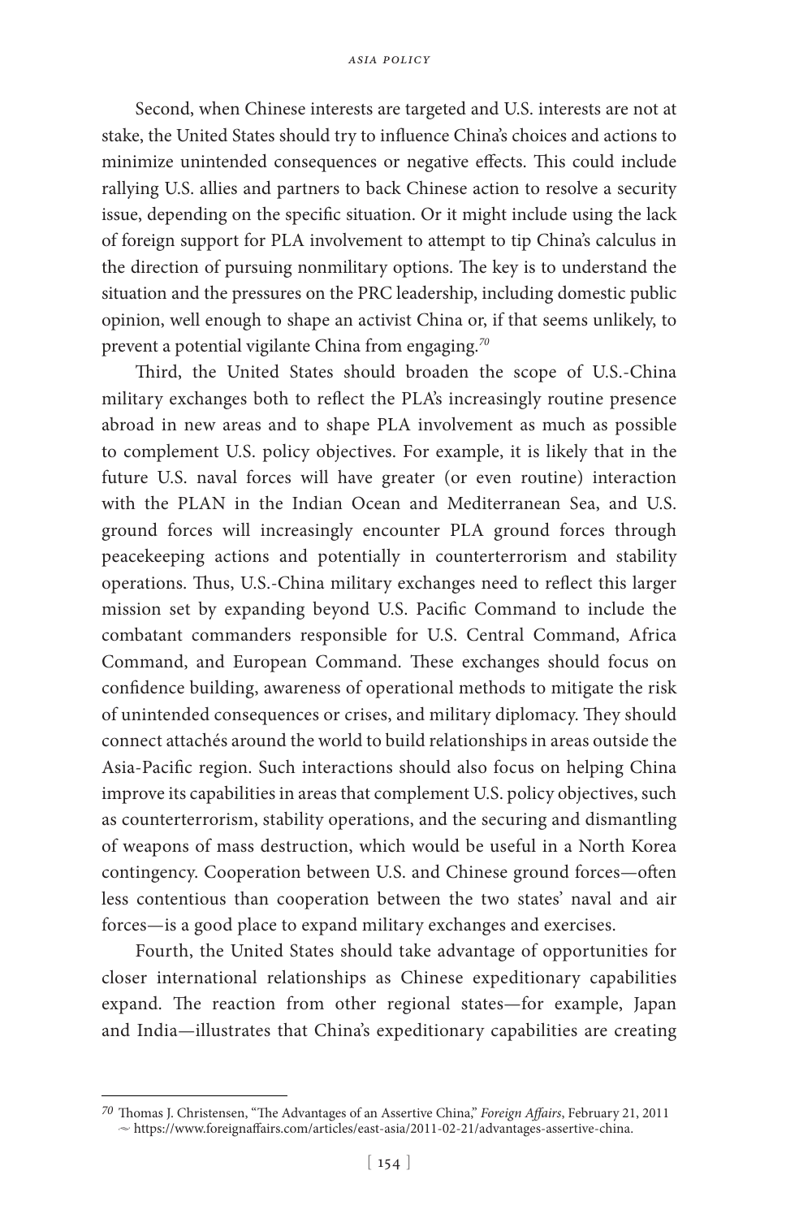Second, when Chinese interests are targeted and U.S. interests are not at stake, the United States should try to influence China's choices and actions to minimize unintended consequences or negative effects. This could include rallying U.S. allies and partners to back Chinese action to resolve a security issue, depending on the specific situation. Or it might include using the lack of foreign support for PLA involvement to attempt to tip China's calculus in the direction of pursuing nonmilitary options. The key is to understand the situation and the pressures on the PRC leadership, including domestic public opinion, well enough to shape an activist China or, if that seems unlikely, to prevent a potential vigilante China from engaging.[70]

Third, the United States should broaden the scope of U.S.-China military exchanges both to reflect the PLA's increasingly routine presence abroad in new areas and to shape PLA involvement as much as possible to complement U.S. policy objectives. For example, it is likely that in the future U.S. naval forces will have greater (or even routine) interaction with the PLAN in the Indian Ocean and Mediterranean Sea, and U.S. ground forces will increasingly encounter PLA ground forces through peacekeeping actions and potentially in counterterrorism and stability operations. Thus, U.S.-China military exchanges need to reflect this larger mission set by expanding beyond U.S. Pacific Command to include the combatant commanders responsible for U.S. Central Command, Africa Command, and European Command. These exchanges should focus on confidence building, awareness of operational methods to mitigate the risk of unintended consequences or crises, and military diplomacy. They should connect attachés around the world to build relationships in areas outside the Asia-Pacific region. Such interactions should also focus on helping China improve its capabilities in areas that complement U.S. policy objectives, such as counterterrorism, stability operations, and the securing and dismantling of weapons of mass destruction, which would be useful in a North Korea contingency. Cooperation between U.S. and Chinese ground forces—often less contentious than cooperation between the two states' naval and air forces—is a good place to expand military exchanges and exercises.

Fourth, the United States should take advantage of opportunities for closer international relationships as Chinese expeditionary capabilities expand. The reaction from other regional states—for example, Japan and India—illustrates that China's expeditionary capabilities are creating

---

[70] Thomas J. Christensen, "The Advantages of an Assertive China," *Foreign Affairs*, February 21, 2011 ~ https://www.foreignaffairs.com/articles/east-asia/2011-02-21/advantages-assertive-china.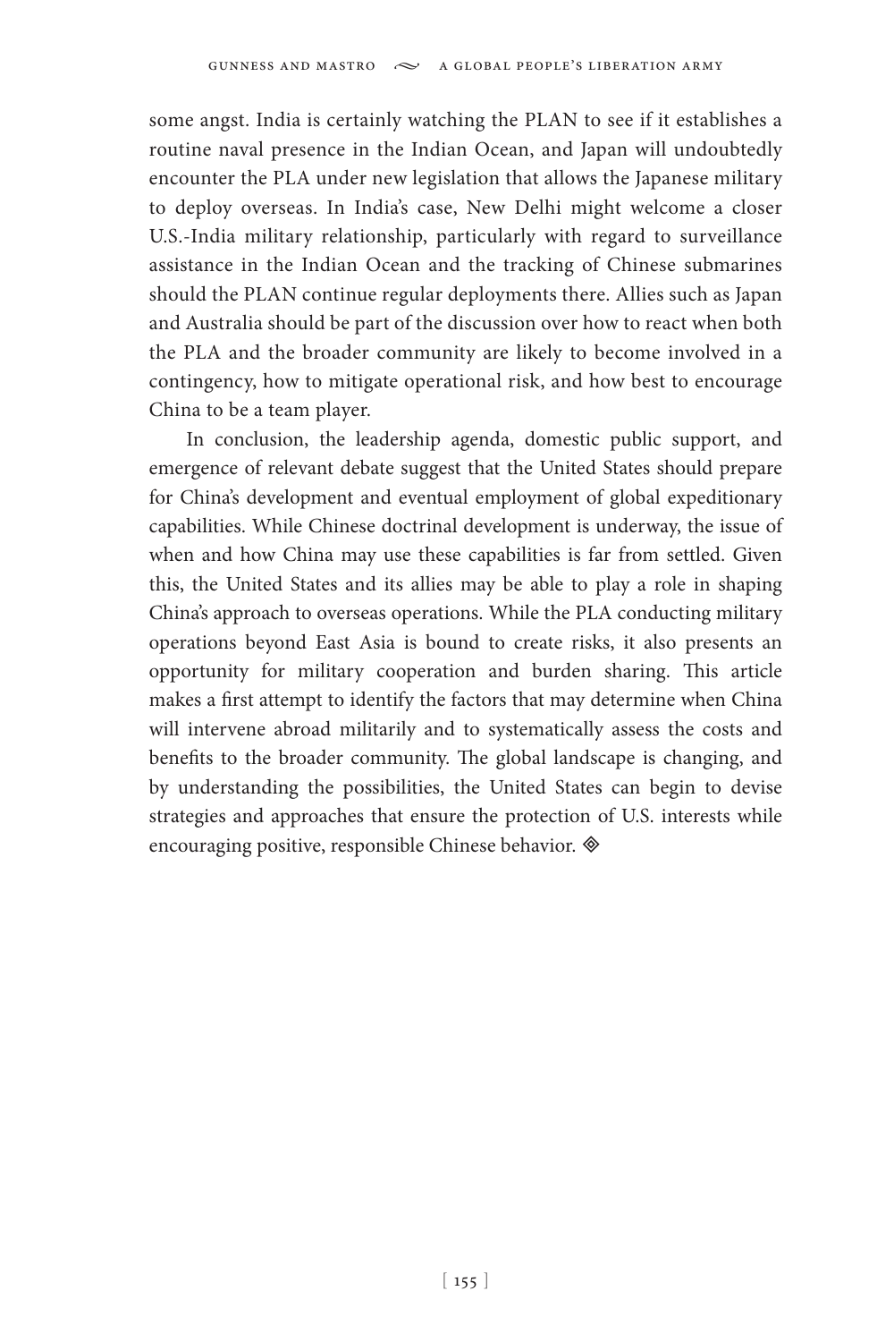some angst. India is certainly watching the PLAN to see if it establishes a routine naval presence in the Indian Ocean, and Japan will undoubtedly encounter the PLA under new legislation that allows the Japanese military to deploy overseas. In India's case, New Delhi might welcome a closer U.S.-India military relationship, particularly with regard to surveillance assistance in the Indian Ocean and the tracking of Chinese submarines should the PLAN continue regular deployments there. Allies such as Japan and Australia should be part of the discussion over how to react when both the PLA and the broader community are likely to become involved in a contingency, how to mitigate operational risk, and how best to encourage China to be a team player.

In conclusion, the leadership agenda, domestic public support, and emergence of relevant debate suggest that the United States should prepare for China's development and eventual employment of global expeditionary capabilities. While Chinese doctrinal development is underway, the issue of when and how China may use these capabilities is far from settled. Given this, the United States and its allies may be able to play a role in shaping China's approach to overseas operations. While the PLA conducting military operations beyond East Asia is bound to create risks, it also presents an opportunity for military cooperation and burden sharing. This article makes a first attempt to identify the factors that may determine when China will intervene abroad militarily and to systematically assess the costs and benefits to the broader community. The global landscape is changing, and by understanding the possibilities, the United States can begin to devise strategies and approaches that ensure the protection of U.S. interests while encouraging positive, responsible Chinese behavior. ◈